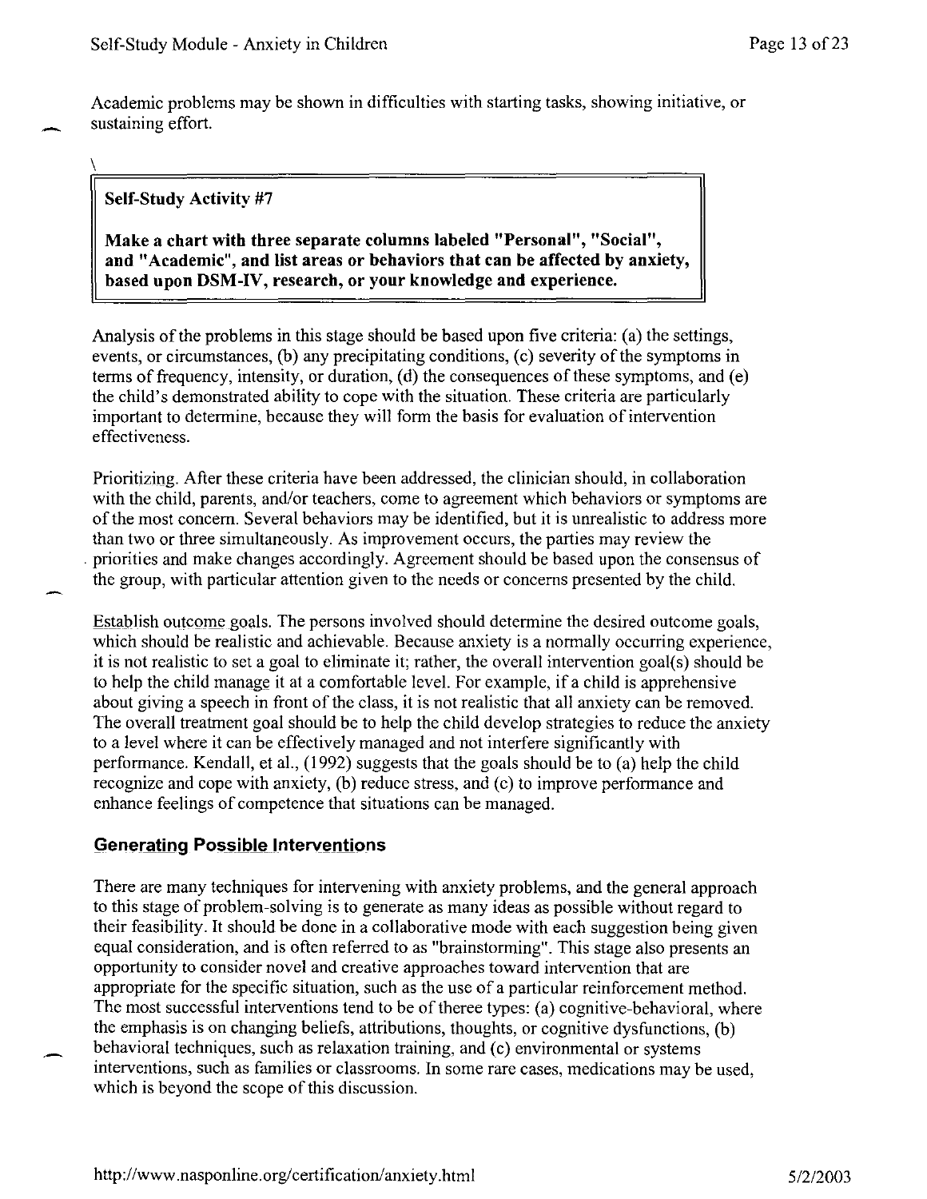Academic problems may be shown in difficulties with starting tasks, showing initiative, or sustaining effort.

> **Self-Study Activity #7**
>
> **Make a chart with three separate columns labeled "Personal", "Social", and "Academic", and list areas or behaviors that can be affected by anxiety, based upon DSM-IV, research, or your knowledge and experience.**

Analysis of the problems in this stage should be based upon five criteria: (a) the settings, events, or circumstances, (b) any precipitating conditions, (c) severity of the symptoms in terms of frequency, intensity, or duration, (d) the consequences of these symptoms, and (e) the child's demonstrated ability to cope with the situation. These criteria are particularly important to determine, because they will form the basis for evaluation of intervention effectiveness.

Prioritizing. After these criteria have been addressed, the clinician should, in collaboration with the child, parents, and/or teachers, come to agreement which behaviors or symptoms are of the most concern. Several behaviors may be identified, but it is unrealistic to address more than two or three simultaneously. As improvement occurs, the parties may review the priorities and make changes accordingly. Agreement should be based upon the consensus of the group, with particular attention given to the needs or concerns presented by the child.

Establish outcome goals. The persons involved should determine the desired outcome goals, which should be realistic and achievable. Because anxiety is a normally occurring experience, it is not realistic to set a goal to eliminate it; rather, the overall intervention goal(s) should be to help the child manage it at a comfortable level. For example, if a child is apprehensive about giving a speech in front of the class, it is not realistic that all anxiety can be removed. The overall treatment goal should be to help the child develop strategies to reduce the anxiety to a level where it can be effectively managed and not interfere significantly with performance. Kendall, et al., (1992) suggests that the goals should be to (a) help the child recognize and cope with anxiety, (b) reduce stress, and (c) to improve performance and enhance feelings of competence that situations can be managed.

## Generating Possible Interventions

There are many techniques for intervening with anxiety problems, and the general approach to this stage of problem-solving is to generate as many ideas as possible without regard to their feasibility. It should be done in a collaborative mode with each suggestion being given equal consideration, and is often referred to as "brainstorming". This stage also presents an opportunity to consider novel and creative approaches toward intervention that are appropriate for the specific situation, such as the use of a particular reinforcement method. The most successful interventions tend to be of theree types: (a) cognitive-behavioral, where the emphasis is on changing beliefs, attributions, thoughts, or cognitive dysfunctions, (b) behavioral techniques, such as relaxation training, and (c) environmental or systems interventions, such as families or classrooms. In some rare cases, medications may be used, which is beyond the scope of this discussion.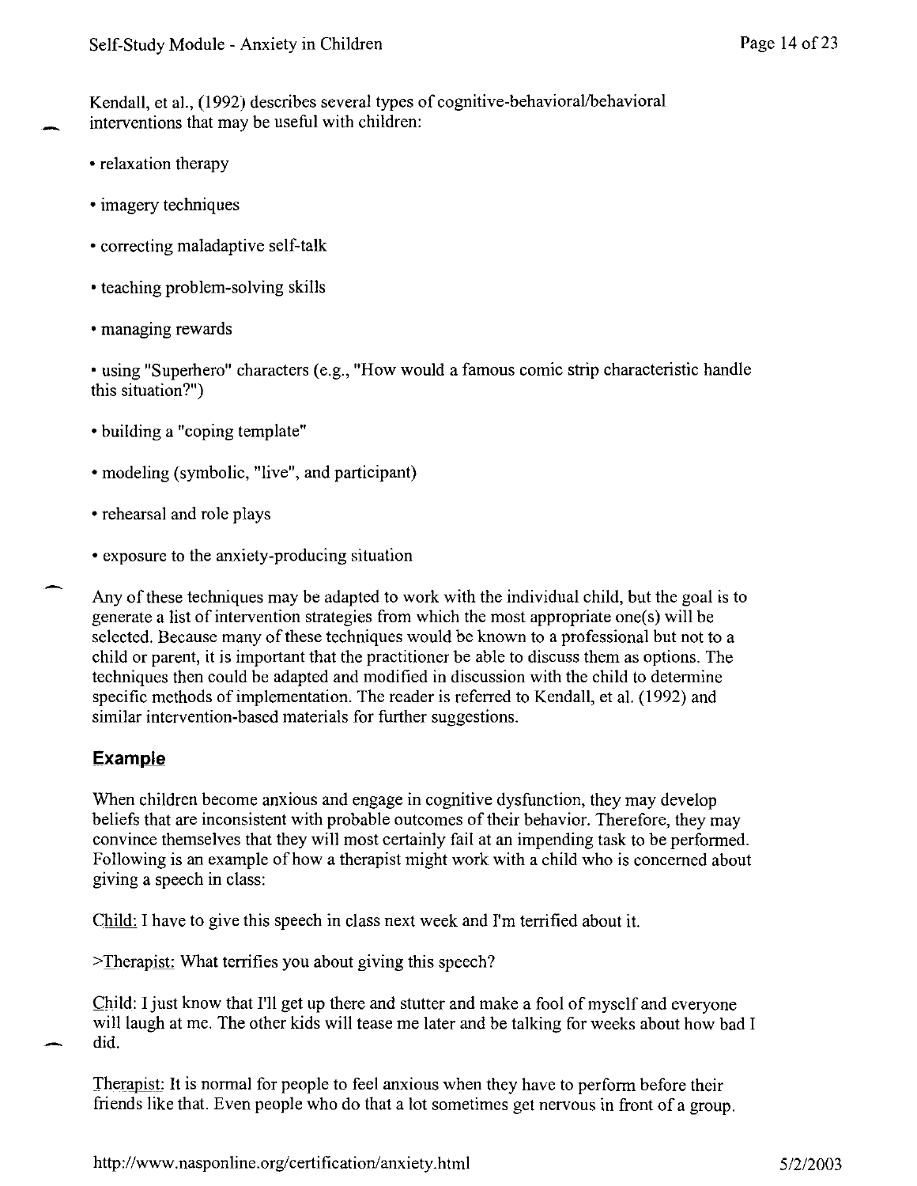Kendall, et al., (1992) describes several types of cognitive-behavioral/behavioral interventions that may be useful with children:

- relaxation therapy
- imagery techniques
- correcting maladaptive self-talk
- teaching problem-solving skills
- managing rewards
- using "Superhero" characters (e.g., "How would a famous comic strip characteristic handle this situation?")
- building a "coping template"
- modeling (symbolic, "live", and participant)
- rehearsal and role plays
- exposure to the anxiety-producing situation

Any of these techniques may be adapted to work with the individual child, but the goal is to generate a list of intervention strategies from which the most appropriate one(s) will be selected. Because many of these techniques would be known to a professional but not to a child or parent, it is important that the practitioner be able to discuss them as options. The techniques then could be adapted and modified in discussion with the child to determine specific methods of implementation. The reader is referred to Kendall, et al. (1992) and similar intervention-based materials for further suggestions.

## Example

When children become anxious and engage in cognitive dysfunction, they may develop beliefs that are inconsistent with probable outcomes of their behavior. Therefore, they may convince themselves that they will most certainly fail at an impending task to be performed. Following is an example of how a therapist might work with a child who is concerned about giving a speech in class:

Child: I have to give this speech in class next week and I'm terrified about it.

>Therapist: What terrifies you about giving this speech?

Child: I just know that I'll get up there and stutter and make a fool of myself and everyone will laugh at me. The other kids will tease me later and be talking for weeks about how bad I did.

Therapist: It is normal for people to feel anxious when they have to perform before their friends like that. Even people who do that a lot sometimes get nervous in front of a group.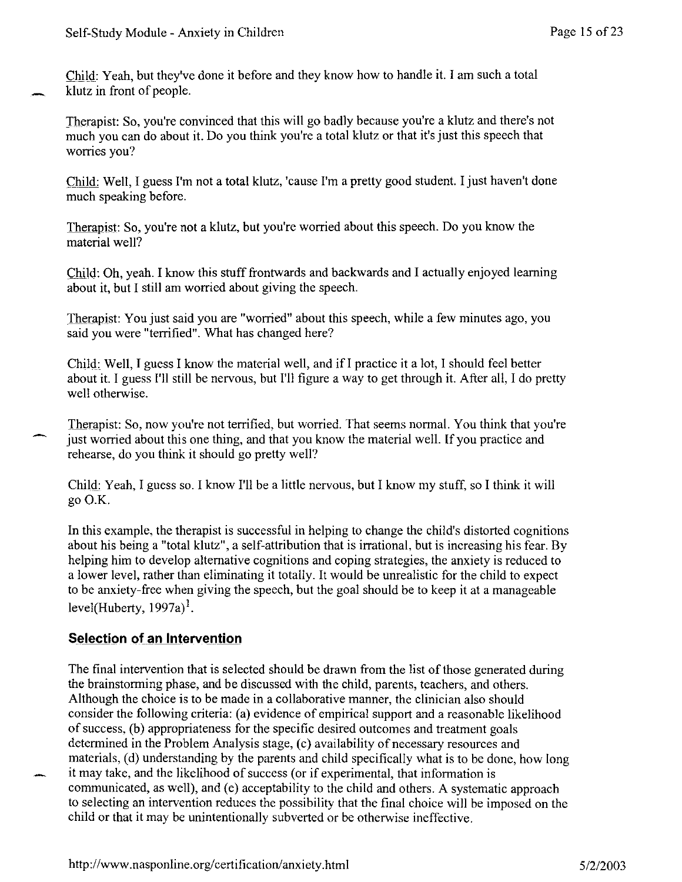Child: Yeah, but they've done it before and they know how to handle it. I am such a total klutz in front of people.

Therapist: So, you're convinced that this will go badly because you're a klutz and there's not much you can do about it. Do you think you're a total klutz or that it's just this speech that worries you?

Child: Well, I guess I'm not a total klutz, 'cause I'm a pretty good student. I just haven't done much speaking before.

Therapist: So, you're not a klutz, but you're worried about this speech. Do you know the material well?

Child: Oh, yeah. I know this stuff frontwards and backwards and I actually enjoyed learning about it, but I still am worried about giving the speech.

Therapist: You just said you are "worried" about this speech, while a few minutes ago, you said you were "terrified". What has changed here?

Child: Well, I guess I know the material well, and if I practice it a lot, I should feel better about it. I guess I'll still be nervous, but I'll figure a way to get through it. After all, I do pretty well otherwise.

Therapist: So, now you're not terrified, but worried. That seems normal. You think that you're just worried about this one thing, and that you know the material well. If you practice and rehearse, do you think it should go pretty well?

Child: Yeah, I guess so. I know I'll be a little nervous, but I know my stuff, so I think it will go O.K.

In this example, the therapist is successful in helping to change the child's distorted cognitions about his being a "total klutz", a self-attribution that is irrational, but is increasing his fear. By helping him to develop alternative cognitions and coping strategies, the anxiety is reduced to a lower level, rather than eliminating it totally. It would be unrealistic for the child to expect to be anxiety-free when giving the speech, but the goal should be to keep it at a manageable level(Huberty, 1997a)[1].

## Selection of an Intervention

The final intervention that is selected should be drawn from the list of those generated during the brainstorming phase, and be discussed with the child, parents, teachers, and others. Although the choice is to be made in a collaborative manner, the clinician also should consider the following criteria: (a) evidence of empirical support and a reasonable likelihood of success, (b) appropriateness for the specific desired outcomes and treatment goals determined in the Problem Analysis stage, (c) availability of necessary resources and materials, (d) understanding by the parents and child specifically what is to be done, how long it may take, and the likelihood of success (or if experimental, that information is communicated, as well), and (e) acceptability to the child and others. A systematic approach to selecting an intervention reduces the possibility that the final choice will be imposed on the child or that it may be unintentionally subverted or be otherwise ineffective.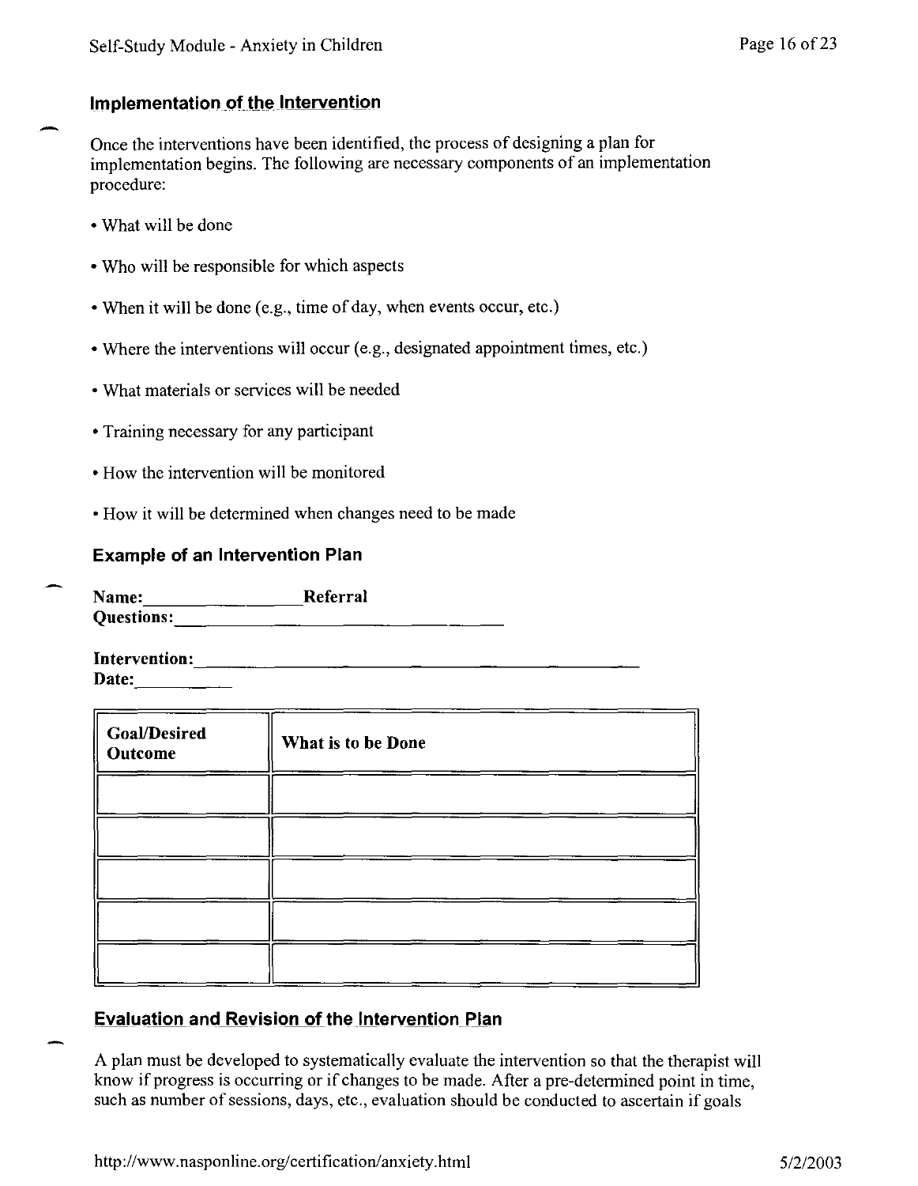## Implementation of the Intervention

Once the interventions have been identified, the process of designing a plan for implementation begins. The following are necessary components of an implementation procedure:

- What will be done
- Who will be responsible for which aspects
- When it will be done (e.g., time of day, when events occur, etc.)
- Where the interventions will occur (e.g., designated appointment times, etc.)
- What materials or services will be needed
- Training necessary for any participant
- How the intervention will be monitored
- How it will be determined when changes need to be made

### Example of an Intervention Plan

**Name:**_______________ **Referral Questions:**______________________________

**Intervention:**________________________________________

**Date:**__________

| Goal/Desired Outcome | What is to be Done |
|---|---|
| | |
| | |
| | |
| | |
| | |

## Evaluation and Revision of the Intervention Plan

A plan must be developed to systematically evaluate the intervention so that the therapist will know if progress is occurring or if changes to be made. After a pre-determined point in time, such as number of sessions, days, etc., evaluation should be conducted to ascertain if goals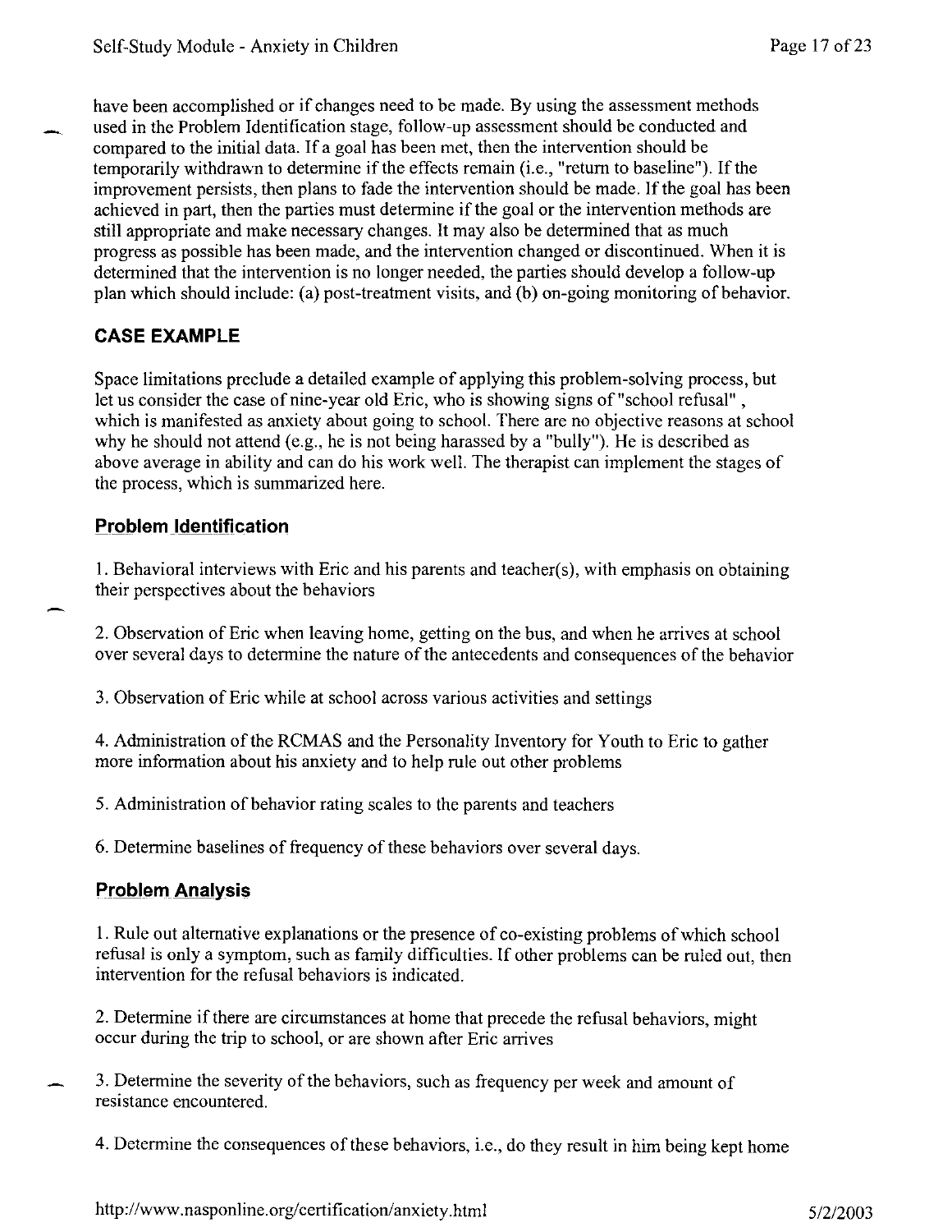have been accomplished or if changes need to be made. By using the assessment methods used in the Problem Identification stage, follow-up assessment should be conducted and compared to the initial data. If a goal has been met, then the intervention should be temporarily withdrawn to determine if the effects remain (i.e., "return to baseline"). If the improvement persists, then plans to fade the intervention should be made. If the goal has been achieved in part, then the parties must determine if the goal or the intervention methods are still appropriate and make necessary changes. It may also be determined that as much progress as possible has been made, and the intervention changed or discontinued. When it is determined that the intervention is no longer needed, the parties should develop a follow-up plan which should include: (a) post-treatment visits, and (b) on-going monitoring of behavior.

## CASE EXAMPLE

Space limitations preclude a detailed example of applying this problem-solving process, but let us consider the case of nine-year old Eric, who is showing signs of "school refusal", which is manifested as anxiety about going to school. There are no objective reasons at school why he should not attend (e.g., he is not being harassed by a "bully"). He is described as above average in ability and can do his work well. The therapist can implement the stages of the process, which is summarized here.

### Problem Identification

1. Behavioral interviews with Eric and his parents and teacher(s), with emphasis on obtaining their perspectives about the behaviors

2. Observation of Eric when leaving home, getting on the bus, and when he arrives at school over several days to determine the nature of the antecedents and consequences of the behavior

3. Observation of Eric while at school across various activities and settings

4. Administration of the RCMAS and the Personality Inventory for Youth to Eric to gather more information about his anxiety and to help rule out other problems

5. Administration of behavior rating scales to the parents and teachers

6. Determine baselines of frequency of these behaviors over several days.

### Problem Analysis

1. Rule out alternative explanations or the presence of co-existing problems of which school refusal is only a symptom, such as family difficulties. If other problems can be ruled out, then intervention for the refusal behaviors is indicated.

2. Determine if there are circumstances at home that precede the refusal behaviors, might occur during the trip to school, or are shown after Eric arrives

3. Determine the severity of the behaviors, such as frequency per week and amount of resistance encountered.

4. Determine the consequences of these behaviors, i.e., do they result in him being kept home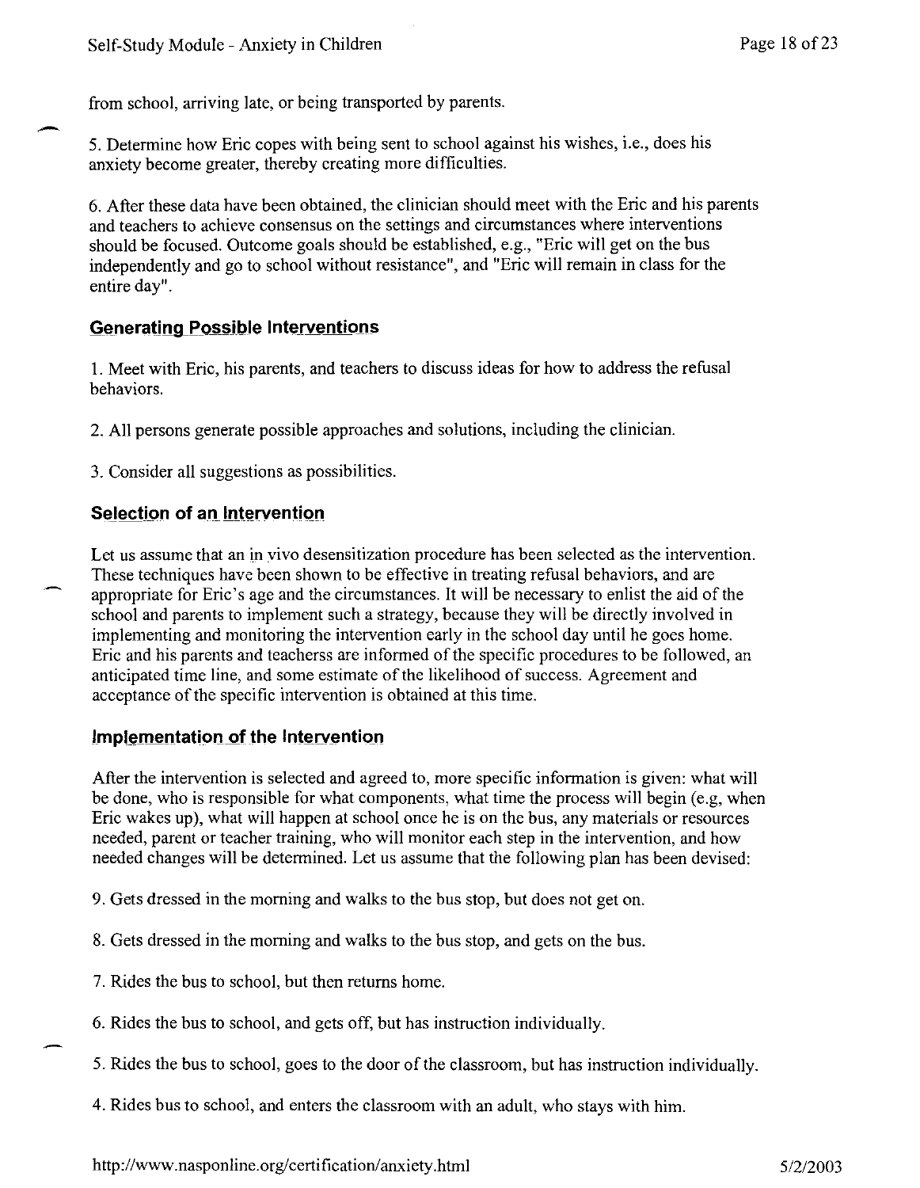from school, arriving late, or being transported by parents.

5. Determine how Eric copes with being sent to school against his wishes, i.e., does his anxiety become greater, thereby creating more difficulties.

6. After these data have been obtained, the clinician should meet with the Eric and his parents and teachers to achieve consensus on the settings and circumstances where interventions should be focused. Outcome goals should be established, e.g., "Eric will get on the bus independently and go to school without resistance", and "Eric will remain in class for the entire day".

### Generating Possible Interventions

1. Meet with Eric, his parents, and teachers to discuss ideas for how to address the refusal behaviors.

2. All persons generate possible approaches and solutions, including the clinician.

3. Consider all suggestions as possibilities.

### Selection of an Intervention

Let us assume that an in vivo desensitization procedure has been selected as the intervention. These techniques have been shown to be effective in treating refusal behaviors, and are appropriate for Eric's age and the circumstances. It will be necessary to enlist the aid of the school and parents to implement such a strategy, because they will be directly involved in implementing and monitoring the intervention early in the school day until he goes home. Eric and his parents and teacherss are informed of the specific procedures to be followed, an anticipated time line, and some estimate of the likelihood of success. Agreement and acceptance of the specific intervention is obtained at this time.

### Implementation of the Intervention

After the intervention is selected and agreed to, more specific information is given: what will be done, who is responsible for what components, what time the process will begin (e.g, when Eric wakes up), what will happen at school once he is on the bus, any materials or resources needed, parent or teacher training, who will monitor each step in the intervention, and how needed changes will be determined. Let us assume that the following plan has been devised:

9. Gets dressed in the morning and walks to the bus stop, but does not get on.

8. Gets dressed in the morning and walks to the bus stop, and gets on the bus.

7. Rides the bus to school, but then returns home.

6. Rides the bus to school, and gets off, but has instruction individually.

5. Rides the bus to school, goes to the door of the classroom, but has instruction individually.

4. Rides bus to school, and enters the classroom with an adult, who stays with him.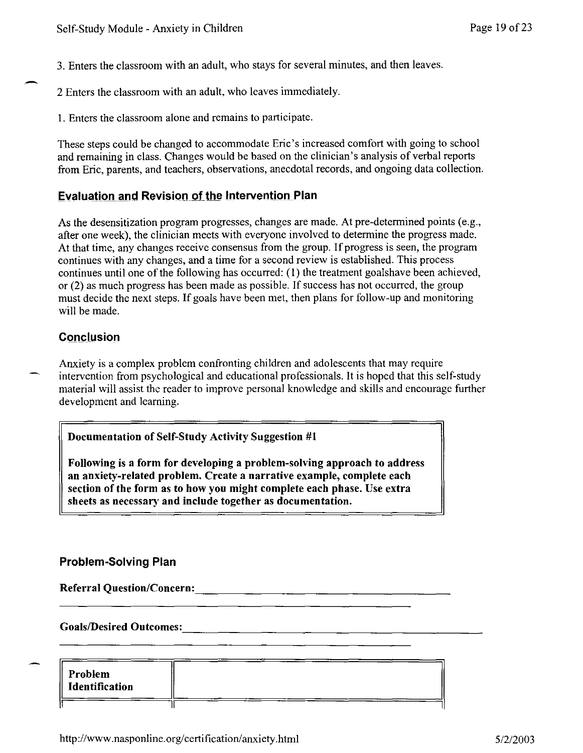3. Enters the classroom with an adult, who stays for several minutes, and then leaves.

2 Enters the classroom with an adult, who leaves immediately.

1. Enters the classroom alone and remains to participate.

These steps could be changed to accommodate Eric's increased comfort with going to school and remaining in class. Changes would be based on the clinician's analysis of verbal reports from Eric, parents, and teachers, observations, anecdotal records, and ongoing data collection.

## Evaluation and Revision of the Intervention Plan

As the desensitization program progresses, changes are made. At pre-determined points (e.g., after one week), the clinician meets with everyone involved to determine the progress made. At that time, any changes receive consensus from the group. If progress is seen, the program continues with any changes, and a time for a second review is established. This process continues until one of the following has occurred: (1) the treatment goalshave been achieved, or (2) as much progress has been made as possible. If success has not occurred, the group must decide the next steps. If goals have been met, then plans for follow-up and monitoring will be made.

## Conclusion

Anxiety is a complex problem confronting children and adolescents that may require intervention from psychological and educational professionals. It is hoped that this self-study material will assist the reader to improve personal knowledge and skills and encourage further development and learning.

**Documentation of Self-Study Activity Suggestion #1**

**Following is a form for developing a problem-solving approach to address an anxiety-related problem. Create a narrative example, complete each section of the form as to how you might complete each phase. Use extra sheets as necessary and include together as documentation.**

## Problem-Solving Plan

**Referral Question/Concern:** ______________________________

**Goals/Desired Outcomes:** ______________________________

| **Problem Identification** | |
|---|---|
| | |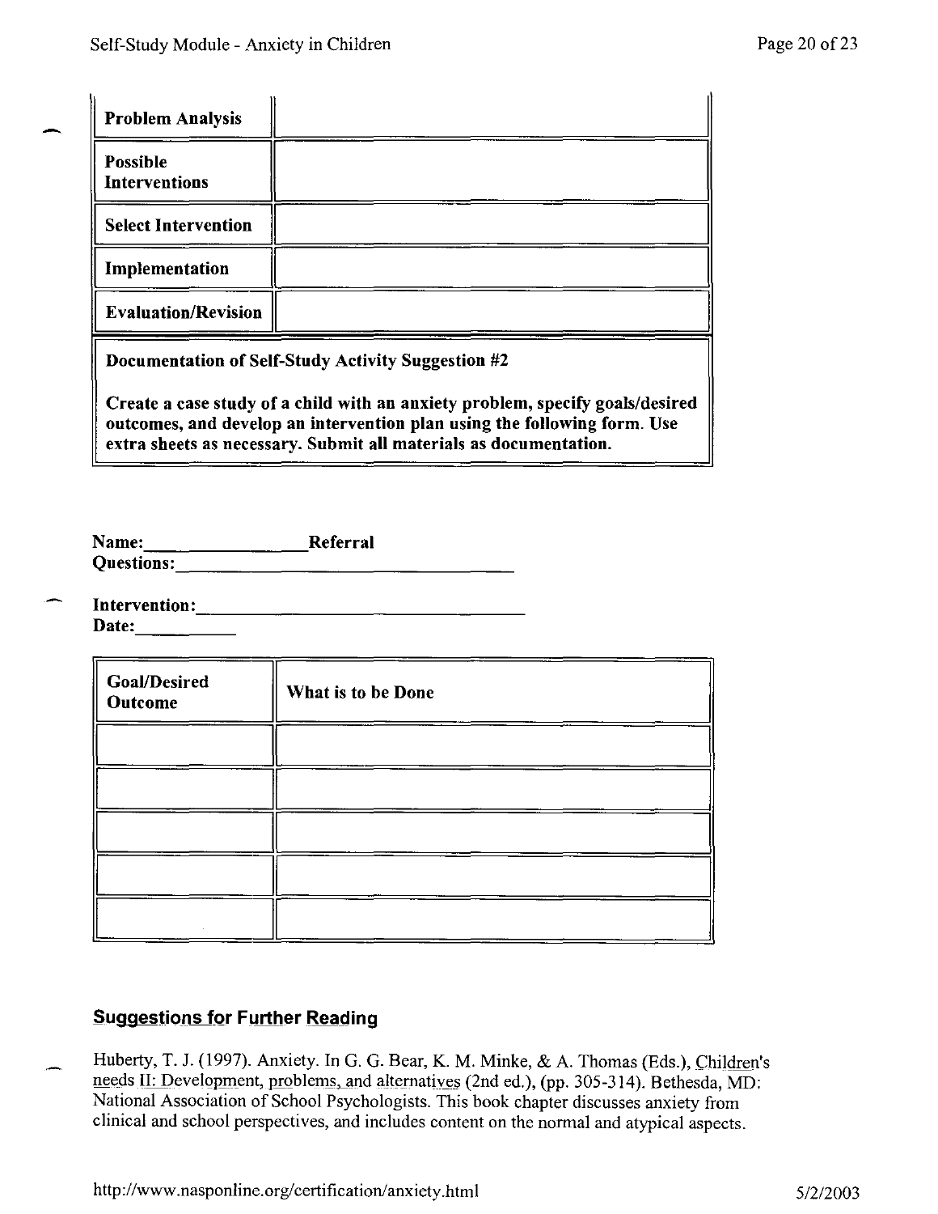| Problem Analysis | |
|---|---|
| **Possible Interventions** | |
| **Select Intervention** | |
| **Implementation** | |
| **Evaluation/Revision** | |

**Documentation of Self-Study Activity Suggestion #2**

**Create a case study of a child with an anxiety problem, specify goals/desired outcomes, and develop an intervention plan using the following form. Use extra sheets as necessary. Submit all materials as documentation.**

**Name:**\_\_\_\_\_\_\_\_\_\_\_\_\_\_\_\_ **Referral Questions:**\_\_\_\_\_\_\_\_\_\_\_\_\_\_\_\_\_\_\_\_\_\_\_\_\_\_\_\_\_\_\_\_\_\_\_\_

**Intervention:**\_\_\_\_\_\_\_\_\_\_\_\_\_\_\_\_\_\_\_\_\_\_\_\_\_\_\_\_\_\_\_\_\_\_\_\_ **Date:**\_\_\_\_\_\_\_\_\_\_

| Goal/Desired Outcome | What is to be Done |
|---|---|
| | |
| | |
| | |
| | |
| | |

## Suggestions for Further Reading

Huberty, T. J. (1997). Anxiety. In G. G. Bear, K. M. Minke, & A. Thomas (Eds.), Children's needs II: Development, problems, and alternatives (2nd ed.), (pp. 305-314). Bethesda, MD: National Association of School Psychologists. This book chapter discusses anxiety from clinical and school perspectives, and includes content on the normal and atypical aspects.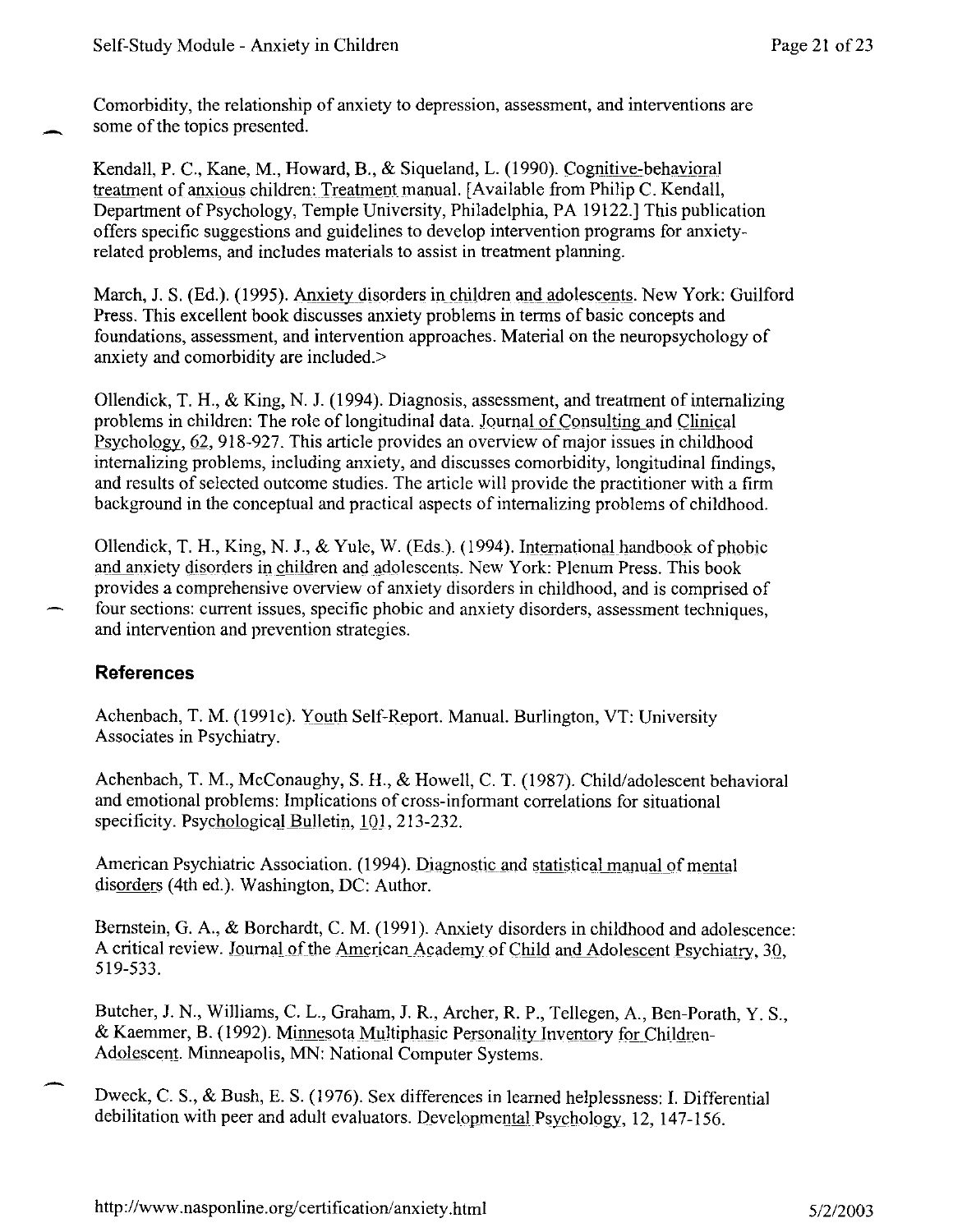Comorbidity, the relationship of anxiety to depression, assessment, and interventions are some of the topics presented.

Kendall, P. C., Kane, M., Howard, B., & Siqueland, L. (1990). Cognitive-behavioral treatment of anxious children: Treatment manual. [Available from Philip C. Kendall, Department of Psychology, Temple University, Philadelphia, PA 19122.] This publication offers specific suggestions and guidelines to develop intervention programs for anxiety-related problems, and includes materials to assist in treatment planning.

March, J. S. (Ed.). (1995). Anxiety disorders in children and adolescents. New York: Guilford Press. This excellent book discusses anxiety problems in terms of basic concepts and foundations, assessment, and intervention approaches. Material on the neuropsychology of anxiety and comorbidity are included.>

Ollendick, T. H., & King, N. J. (1994). Diagnosis, assessment, and treatment of internalizing problems in children: The role of longitudinal data. Journal of Consulting and Clinical Psychology, 62, 918-927. This article provides an overview of major issues in childhood internalizing problems, including anxiety, and discusses comorbidity, longitudinal findings, and results of selected outcome studies. The article will provide the practitioner with a firm background in the conceptual and practical aspects of internalizing problems of childhood.

Ollendick, T. H., King, N. J., & Yule, W. (Eds.). (1994). International handbook of phobic and anxiety disorders in children and adolescents. New York: Plenum Press. This book provides a comprehensive overview of anxiety disorders in childhood, and is comprised of four sections: current issues, specific phobic and anxiety disorders, assessment techniques, and intervention and prevention strategies.

## References

Achenbach, T. M. (1991c). Youth Self-Report. Manual. Burlington, VT: University Associates in Psychiatry.

Achenbach, T. M., McConaughy, S. H., & Howell, C. T. (1987). Child/adolescent behavioral and emotional problems: Implications of cross-informant correlations for situational specificity. Psychological Bulletin, 101, 213-232.

American Psychiatric Association. (1994). Diagnostic and statistical manual of mental disorders (4th ed.). Washington, DC: Author.

Bernstein, G. A., & Borchardt, C. M. (1991). Anxiety disorders in childhood and adolescence: A critical review. Journal of the American Academy of Child and Adolescent Psychiatry, 30, 519-533.

Butcher, J. N., Williams, C. L., Graham, J. R., Archer, R. P., Tellegen, A., Ben-Porath, Y. S., & Kaemmer, B. (1992). Minnesota Multiphasic Personality Inventory for Children-Adolescent. Minneapolis, MN: National Computer Systems.

Dweck, C. S., & Bush, E. S. (1976). Sex differences in learned helplessness: I. Differential debilitation with peer and adult evaluators. Developmental Psychology, 12, 147-156.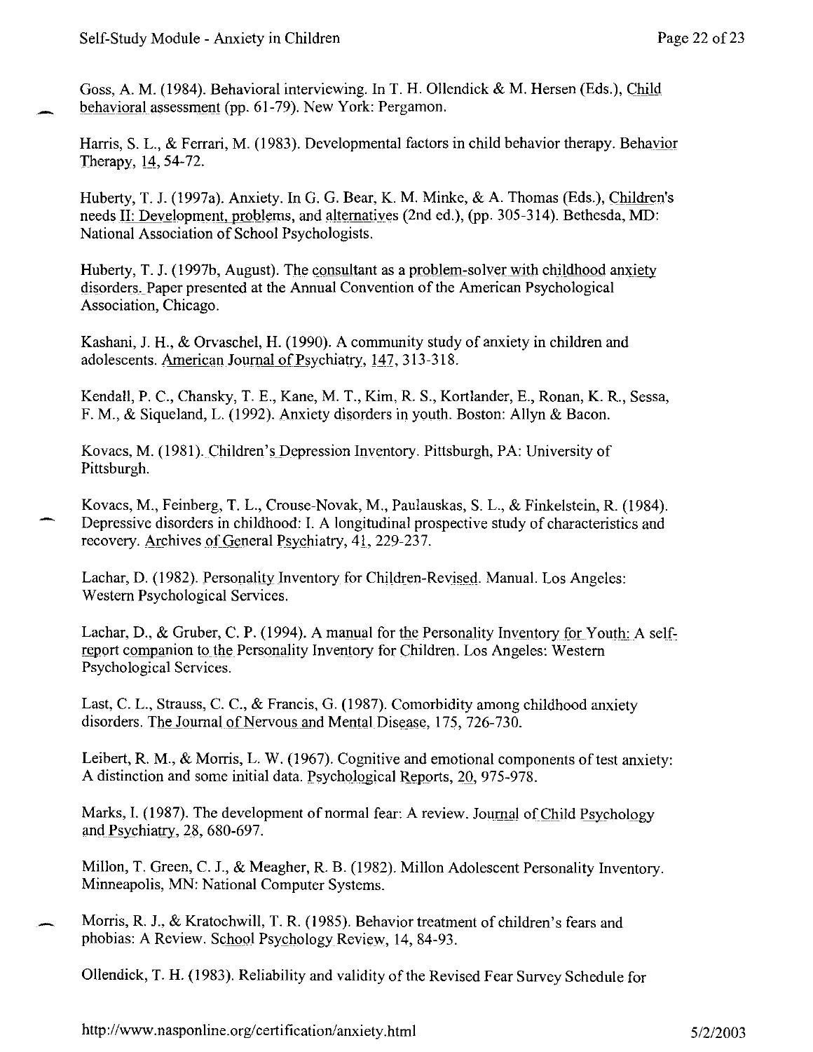Goss, A. M. (1984). Behavioral interviewing. In T. H. Ollendick & M. Hersen (Eds.), Child behavioral assessment (pp. 61-79). New York: Pergamon.

Harris, S. L., & Ferrari, M. (1983). Developmental factors in child behavior therapy. Behavior Therapy, 14, 54-72.

Huberty, T. J. (1997a). Anxiety. In G. G. Bear, K. M. Minke, & A. Thomas (Eds.), Children's needs II: Development, problems, and alternatives (2nd ed.), (pp. 305-314). Bethesda, MD: National Association of School Psychologists.

Huberty, T. J. (1997b, August). The consultant as a problem-solver with childhood anxiety disorders. Paper presented at the Annual Convention of the American Psychological Association, Chicago.

Kashani, J. H., & Orvaschel, H. (1990). A community study of anxiety in children and adolescents. American Journal of Psychiatry, 147, 313-318.

Kendall, P. C., Chansky, T. E., Kane, M. T., Kim, R. S., Kortlander, E., Ronan, K. R., Sessa, F. M., & Siqueland, L. (1992). Anxiety disorders in youth. Boston: Allyn & Bacon.

Kovacs, M. (1981). Children's Depression Inventory. Pittsburgh, PA: University of Pittsburgh.

Kovacs, M., Feinberg, T. L., Crouse-Novak, M., Paulauskas, S. L., & Finkelstein, R. (1984). Depressive disorders in childhood: I. A longitudinal prospective study of characteristics and recovery. Archives of General Psychiatry, 41, 229-237.

Lachar, D. (1982). Personality Inventory for Children-Revised. Manual. Los Angeles: Western Psychological Services.

Lachar, D., & Gruber, C. P. (1994). A manual for the Personality Inventory for Youth: A self-report companion to the Personality Inventory for Children. Los Angeles: Western Psychological Services.

Last, C. L., Strauss, C. C., & Francis, G. (1987). Comorbidity among childhood anxiety disorders. The Journal of Nervous and Mental Disease, 175, 726-730.

Leibert, R. M., & Morris, L. W. (1967). Cognitive and emotional components of test anxiety: A distinction and some initial data. Psychological Reports, 20, 975-978.

Marks, I. (1987). The development of normal fear: A review. Journal of Child Psychology and Psychiatry, 28, 680-697.

Millon, T. Green, C. J., & Meagher, R. B. (1982). Millon Adolescent Personality Inventory. Minneapolis, MN: National Computer Systems.

Morris, R. J., & Kratochwill, T. R. (1985). Behavior treatment of children's fears and phobias: A Review. School Psychology Review, 14, 84-93.

Ollendick, T. H. (1983). Reliability and validity of the Revised Fear Survey Schedule for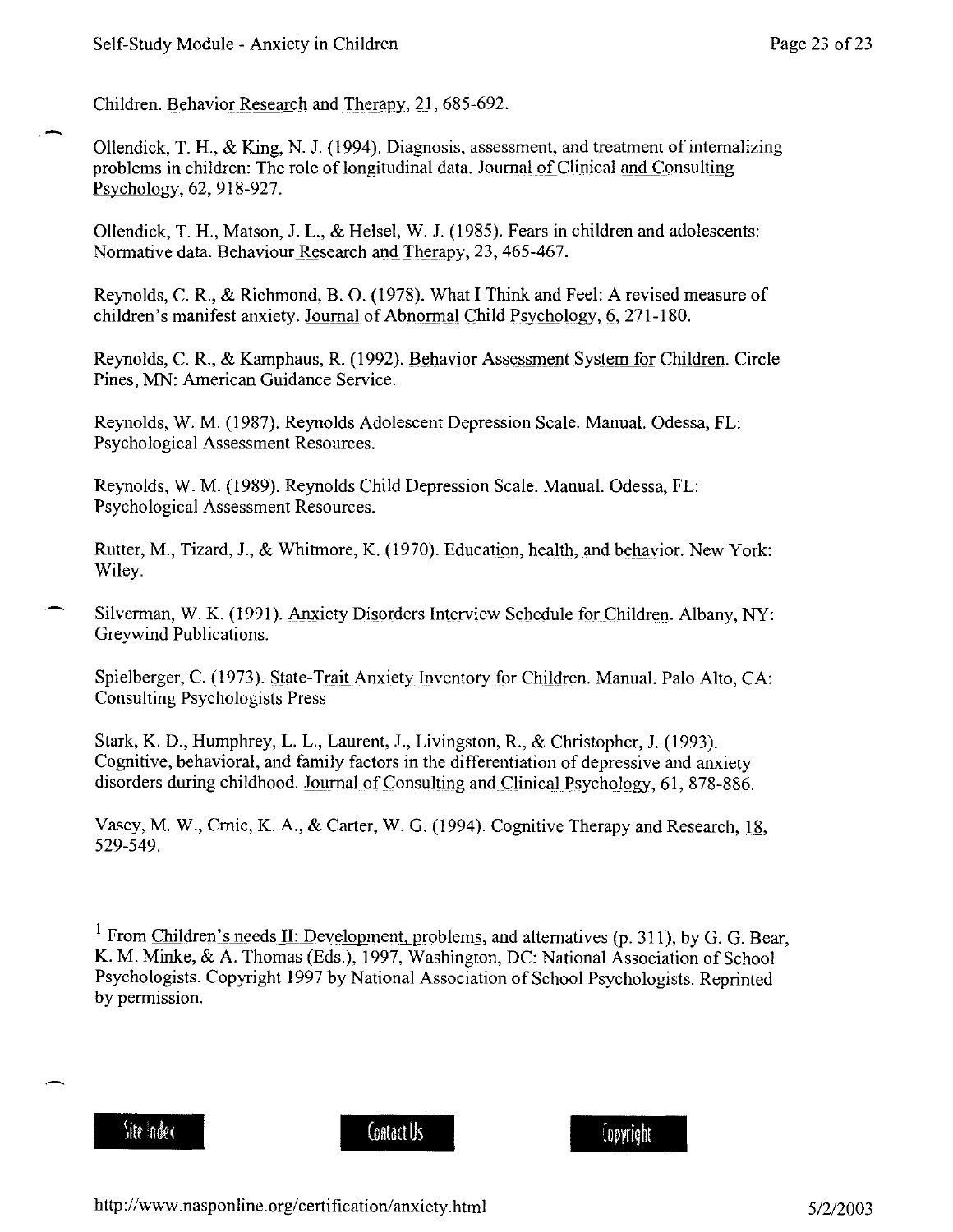Children. Behavior Research and Therapy, 21, 685-692.

Ollendick, T. H., & King, N. J. (1994). Diagnosis, assessment, and treatment of internalizing problems in children: The role of longitudinal data. Journal of Clinical and Consulting Psychology, 62, 918-927.

Ollendick, T. H., Matson, J. L., & Helsel, W. J. (1985). Fears in children and adolescents: Normative data. Behaviour Research and Therapy, 23, 465-467.

Reynolds, C. R., & Richmond, B. O. (1978). What I Think and Feel: A revised measure of children's manifest anxiety. Journal of Abnormal Child Psychology, 6, 271-180.

Reynolds, C. R., & Kamphaus, R. (1992). Behavior Assessment System for Children. Circle Pines, MN: American Guidance Service.

Reynolds, W. M. (1987). Reynolds Adolescent Depression Scale. Manual. Odessa, FL: Psychological Assessment Resources.

Reynolds, W. M. (1989). Reynolds Child Depression Scale. Manual. Odessa, FL: Psychological Assessment Resources.

Rutter, M., Tizard, J., & Whitmore, K. (1970). Education, health, and behavior. New York: Wiley.

Silverman, W. K. (1991). Anxiety Disorders Interview Schedule for Children. Albany, NY: Greywind Publications.

Spielberger, C. (1973). State-Trait Anxiety Inventory for Children. Manual. Palo Alto, CA: Consulting Psychologists Press

Stark, K. D., Humphrey, L. L., Laurent, J., Livingston, R., & Christopher, J. (1993). Cognitive, behavioral, and family factors in the differentiation of depressive and anxiety disorders during childhood. Journal of Consulting and Clinical Psychology, 61, 878-886.

Vasey, M. W., Crnic, K. A., & Carter, W. G. (1994). Cognitive Therapy and Research, 18, 529-549.

[1] From Children's needs II: Development, problems, and alternatives (p. 311), by G. G. Bear, K. M. Minke, & A. Thomas (Eds.), 1997, Washington, DC: National Association of School Psychologists. Copyright 1997 by National Association of School Psychologists. Reprinted by permission.

Site index | Contact Us | Copyright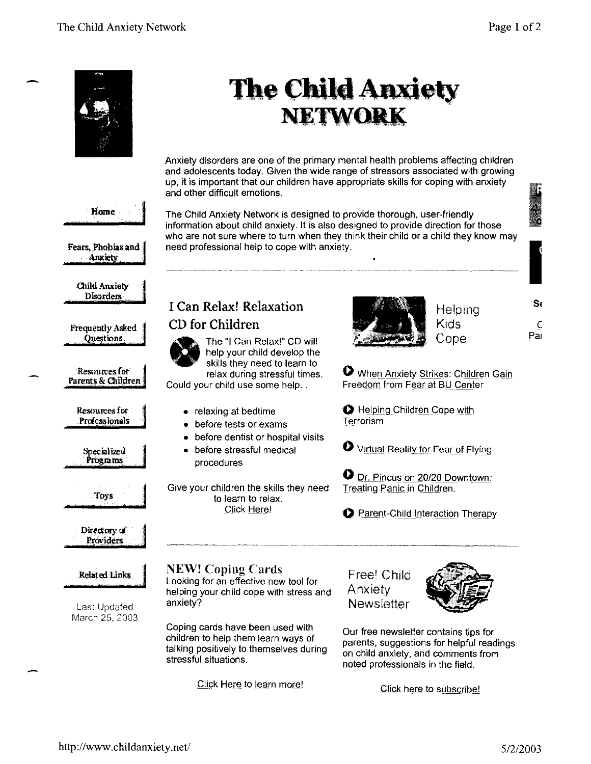# The Child Anxiety NETWORK

Anxiety disorders are one of the primary mental health problems affecting children and adolescents today. Given the wide range of stressors associated with growing up, it is important that our children have appropriate skills for coping with anxiety and other difficult emotions.

The Child Anxiety Network is designed to provide thorough, user-friendly information about child anxiety. It is also designed to provide direction for those who are not sure where to turn when they think their child or a child they know may need professional help to cope with anxiety.

- Home
- Fears, Phobias and Anxiety
- Child Anxiety Disorders
- Frequently Asked Questions
- Resources for Parents & Children
- Resources for Professionals
- Specialized Programs
- Toys
- Directory of Providers
- Related Links

Last Updated March 25, 2003

## I Can Relax! Relaxation CD for Children

The "I Can Relax!" CD will help your child develop the skills they need to learn to relax during stressful times. Could your child use some help...

- relaxing at bedtime
- before tests or exams
- before dentist or hospital visits
- before stressful medical procedures

Give your children the skills they need to learn to relax.
Click Here!

## Helping Kids Cope

- When Anxiety Strikes: Children Gain Freedom from Fear at BU Center
- Helping Children Cope with Terrorism
- Virtual Reality for Fear of Flying
- Dr. Pincus on 20/20 Downtown: Treating Panic in Children.
- Parent-Child Interaction Therapy

## NEW! Coping Cards

Looking for an effective new tool for helping your child cope with stress and anxiety?

Coping cards have been used with children to help them learn ways of talking positively to themselves during stressful situations.

Click Here to learn more!

## Free! Child Anxiety Newsletter

Our free newsletter contains tips for parents, suggestions for helpful readings on child anxiety, and comments from noted professionals in the field.

Click here to subscribe!

http://www.childanxiety.net/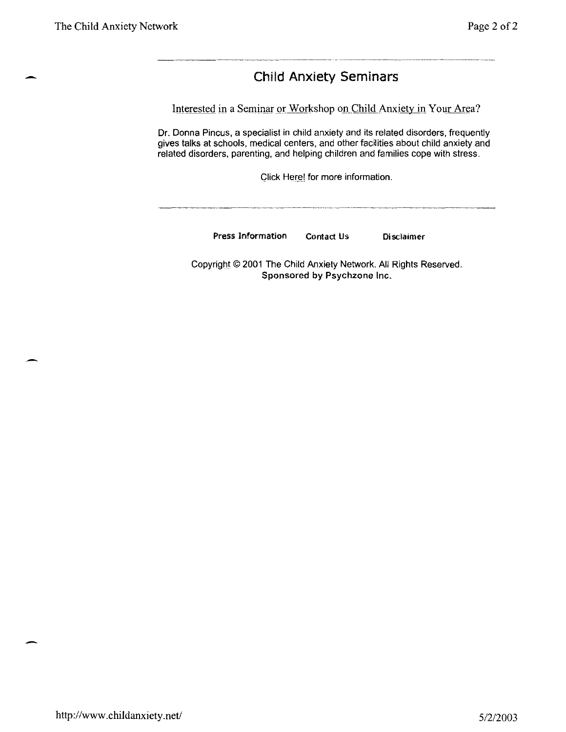## Child Anxiety Seminars

Interested in a Seminar or Workshop on Child Anxiety in Your Area?

Dr. Donna Pincus, a specialist in child anxiety and its related disorders, frequently gives talks at schools, medical centers, and other facilities about child anxiety and related disorders, parenting, and helping children and families cope with stress.

Click Here! for more information.

**Press Information** **Contact Us** **Disclaimer**

Copyright © 2001 The Child Anxiety Network. All Rights Reserved.
**Sponsored by Psychzone Inc.**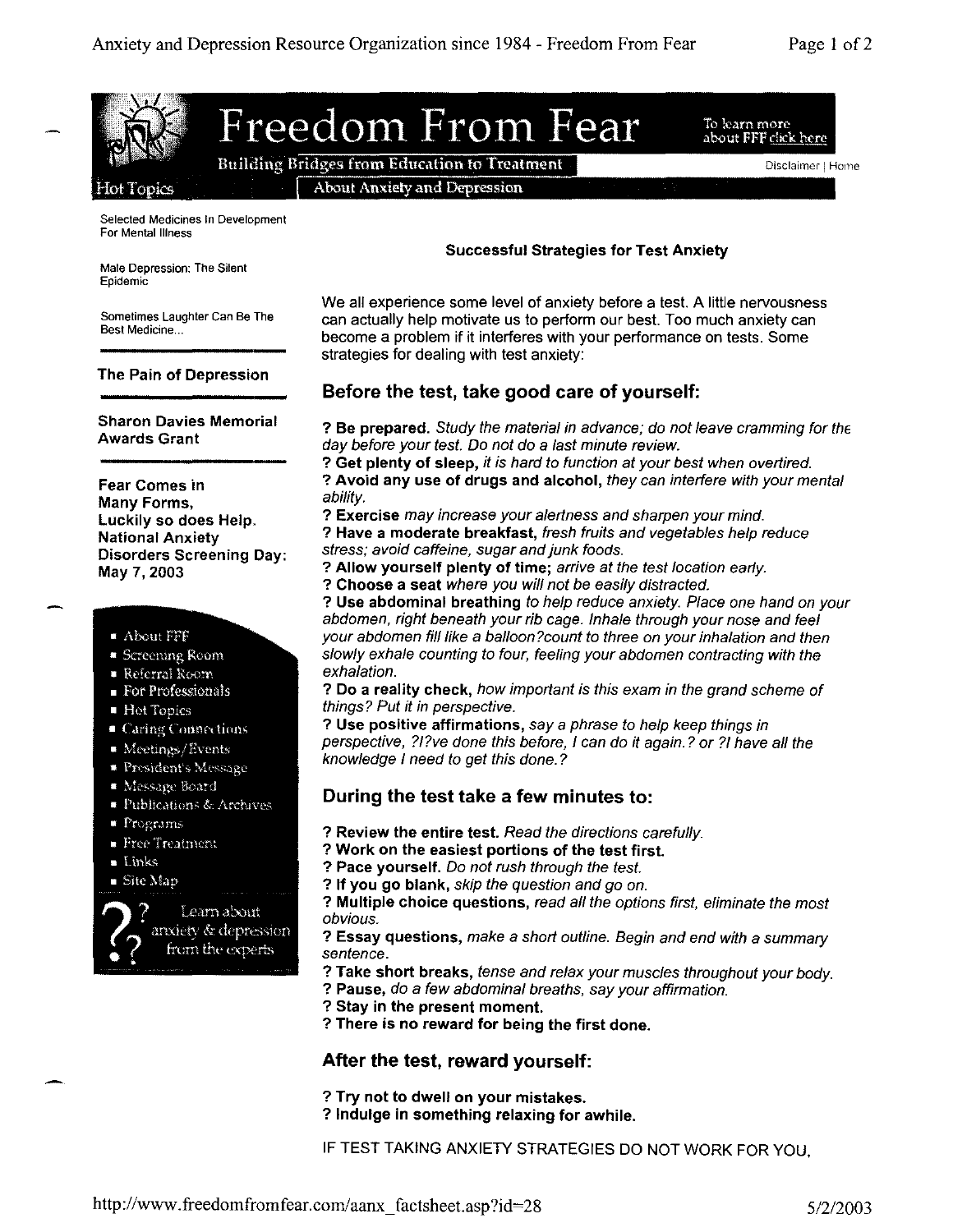# Freedom From Fear

To learn more about FFF click here

Building Bridges from Education to Treatment

Disclaimer | Home

Hot Topics

About Anxiety and Depression

Selected Medicines In Development For Mental Illness

Male Depression: The Silent Epidemic

Sometimes Laughter Can Be The Best Medicine...

**The Pain of Depression**

**Sharon Davies Memorial Awards Grant**

**Fear Comes in Many Forms, Luckily so does Help. National Anxiety Disorders Screening Day: May 7, 2003**

- About FFF
- Screening Room
- Referral Room
- For Professionals
- Hot Topics
- Caring Connections
- Meetings/Events
- President's Message
- Message Board
- Publications & Archives
- Programs
- Free Treatment
- Links
- Site Map

Learn about anxiety & depression from the experts

**Successful Strategies for Test Anxiety**

We all experience some level of anxiety before a test. A little nervousness can actually help motivate us to perform our best. Too much anxiety can become a problem if it interferes with your performance on tests. Some strategies for dealing with test anxiety:

## Before the test, take good care of yourself:

? **Be prepared.** *Study the material in advance; do not leave cramming for the day before your test. Do not do a last minute review.*
? **Get plenty of sleep,** *it is hard to function at your best when overtired.*
? **Avoid any use of drugs and alcohol,** *they can interfere with your mental ability.*
? **Exercise** *may increase your alertness and sharpen your mind.*
? **Have a moderate breakfast,** *fresh fruits and vegetables help reduce stress; avoid caffeine, sugar and junk foods.*
? **Allow yourself plenty of time;** *arrive at the test location early.*
? **Choose a seat** *where you will not be easily distracted.*
? **Use abdominal breathing** *to help reduce anxiety. Place one hand on your abdomen, right beneath your rib cage. Inhale through your nose and feel your abdomen fill like a balloon?count to three on your inhalation and then slowly exhale counting to four, feeling your abdomen contracting with the exhalation.*
? **Do a reality check,** *how important is this exam in the grand scheme of things? Put it in perspective.*
? **Use positive affirmations,** *say a phrase to help keep things in perspective, ?I?ve done this before, I can do it again.? or ?I have all the knowledge I need to get this done.?*

## During the test take a few minutes to:

? **Review the entire test.** *Read the directions carefully.*
? **Work on the easiest portions of the test first.**
? **Pace yourself.** *Do not rush through the test.*
? **If you go blank,** *skip the question and go on.*
? **Multiple choice questions,** *read all the options first, eliminate the most obvious.*
? **Essay questions,** *make a short outline. Begin and end with a summary sentence.*
? **Take short breaks,** *tense and relax your muscles throughout your body.*
? **Pause,** *do a few abdominal breaths, say your affirmation.*
? **Stay in the present moment.**
? **There is no reward for being the first done.**

## After the test, reward yourself:

? **Try not to dwell on your mistakes.**
? **Indulge in something relaxing for awhile.**

IF TEST TAKING ANXIETY STRATEGIES DO NOT WORK FOR YOU,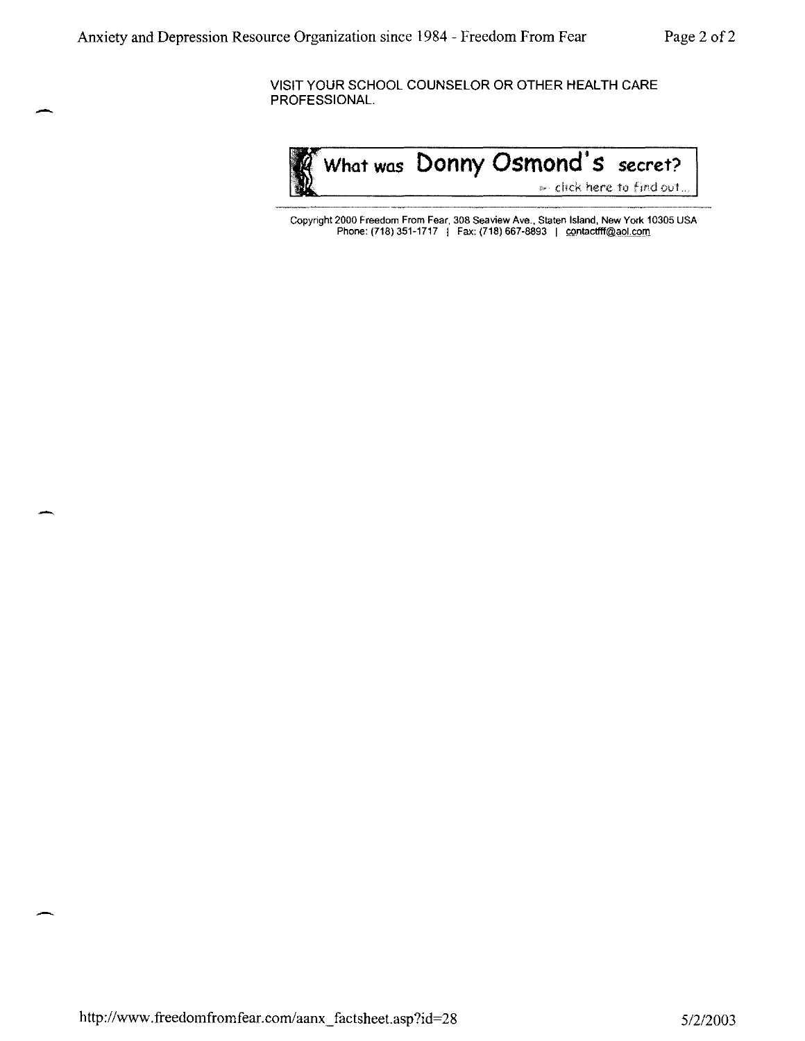VISIT YOUR SCHOOL COUNSELOR OR OTHER HEALTH CARE PROFESSIONAL.

What was **Donny Osmond's** secret?

click here to find out...

Copyright 2000 Freedom From Fear, 308 Seaview Ave., Staten Island, New York 10305 USA
Phone: (718) 351-1717 | Fax: (718) 667-8893 | contactfff@aol.com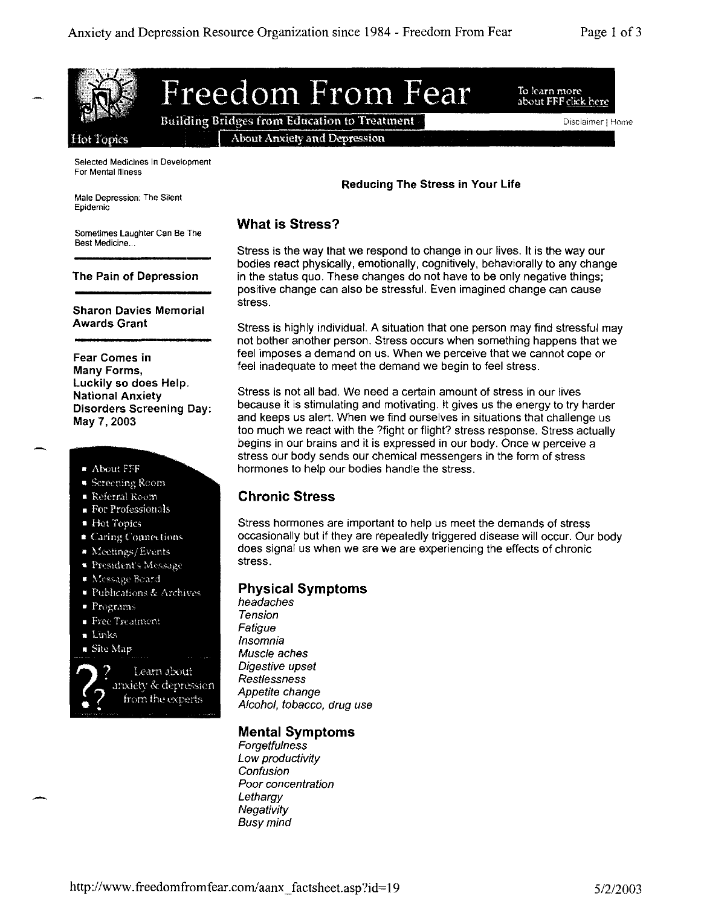# Freedom From Fear

Building Bridges from Education to Treatment

To learn more about FFF click here

Disclaimer | Home

Hot Topics

About Anxiety and Depression

Selected Medicines In Development For Mental Illness

Male Depression: The Silent Epidemic

Sometimes Laughter Can Be The Best Medicine...

**The Pain of Depression**

**Sharon Davies Memorial Awards Grant**

**Fear Comes in Many Forms, Luckily so does Help. National Anxiety Disorders Screening Day: May 7, 2003**

- About FFF
- Screening Room
- Referral Room
- For Professionals
- Hot Topics
- Caring Connections
- Meetings/Events
- President's Message
- Message Board
- Publications & Archives
- Programs
- Free Treatment
- Links
- Site Map

Learn about anxiety & depression from the experts

**Reducing The Stress in Your Life**

## What is Stress?

Stress is the way that we respond to change in our lives. It is the way our bodies react physically, emotionally, cognitively, behaviorally to any change in the status quo. These changes do not have to be only negative things; positive change can also be stressful. Even imagined change can cause stress.

Stress is highly individual. A situation that one person may find stressful may not bother another person. Stress occurs when something happens that we feel imposes a demand on us. When we perceive that we cannot cope or feel inadequate to meet the demand we begin to feel stress.

Stress is not all bad. We need a certain amount of stress in our lives because it is stimulating and motivating. It gives us the energy to try harder and keeps us alert. When we find ourselves in situations that challenge us too much we react with the ?fight or flight? stress response. Stress actually begins in our brains and it is expressed in our body. Once w perceive a stress our body sends our chemical messengers in the form of stress hormones to help our bodies handle the stress.

## Chronic Stress

Stress hormones are important to help us meet the demands of stress occasionally but if they are repeatedly triggered disease will occur. Our body does signal us when we are we are experiencing the effects of chronic stress.

## Physical Symptoms

*headaches*
*Tension*
*Fatigue*
*Insomnia*
*Muscle aches*
*Digestive upset*
*Restlessness*
*Appetite change*
*Alcohol, tobacco, drug use*

## Mental Symptoms

*Forgetfulness*
*Low productivity*
*Confusion*
*Poor concentration*
*Lethargy*
*Negativity*
*Busy mind*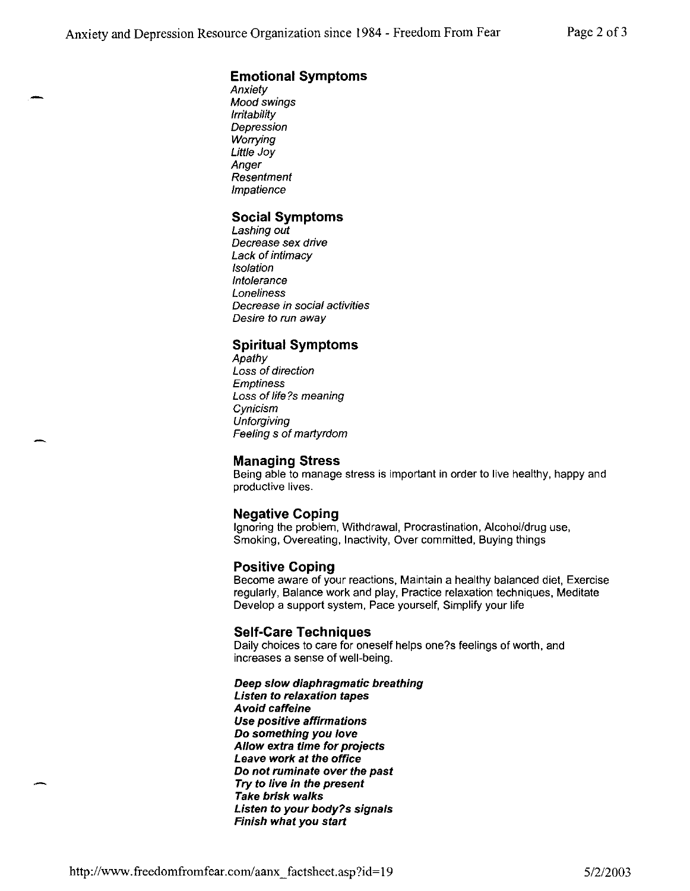### Emotional Symptoms

*Anxiety*
*Mood swings*
*Irritability*
*Depression*
*Worrying*
*Little Joy*
*Anger*
*Resentment*
*Impatience*

### Social Symptoms

*Lashing out*
*Decrease sex drive*
*Lack of intimacy*
*Isolation*
*Intolerance*
*Loneliness*
*Decrease in social activities*
*Desire to run away*

### Spiritual Symptoms

*Apathy*
*Loss of direction*
*Emptiness*
*Loss of life?s meaning*
*Cynicism*
*Unforgiving*
*Feeling s of martyrdom*

### Managing Stress

Being able to manage stress is important in order to live healthy, happy and productive lives.

### Negative Coping

Ignoring the problem, Withdrawal, Procrastination, Alcohol/drug use, Smoking, Overeating, Inactivity, Over committed, Buying things

### Positive Coping

Become aware of your reactions, Maintain a healthy balanced diet, Exercise regularly, Balance work and play, Practice relaxation techniques, Meditate Develop a support system, Pace yourself, Simplify your life

### Self-Care Techniques

Daily choices to care for oneself helps one?s feelings of worth, and increases a sense of well-being.

***Deep slow diaphragmatic breathing***
***Listen to relaxation tapes***
***Avoid caffeine***
***Use positive affirmations***
***Do something you love***
***Allow extra time for projects***
***Leave work at the office***
***Do not ruminate over the past***
***Try to live in the present***
***Take brisk walks***
***Listen to your body?s signals***
***Finish what you start***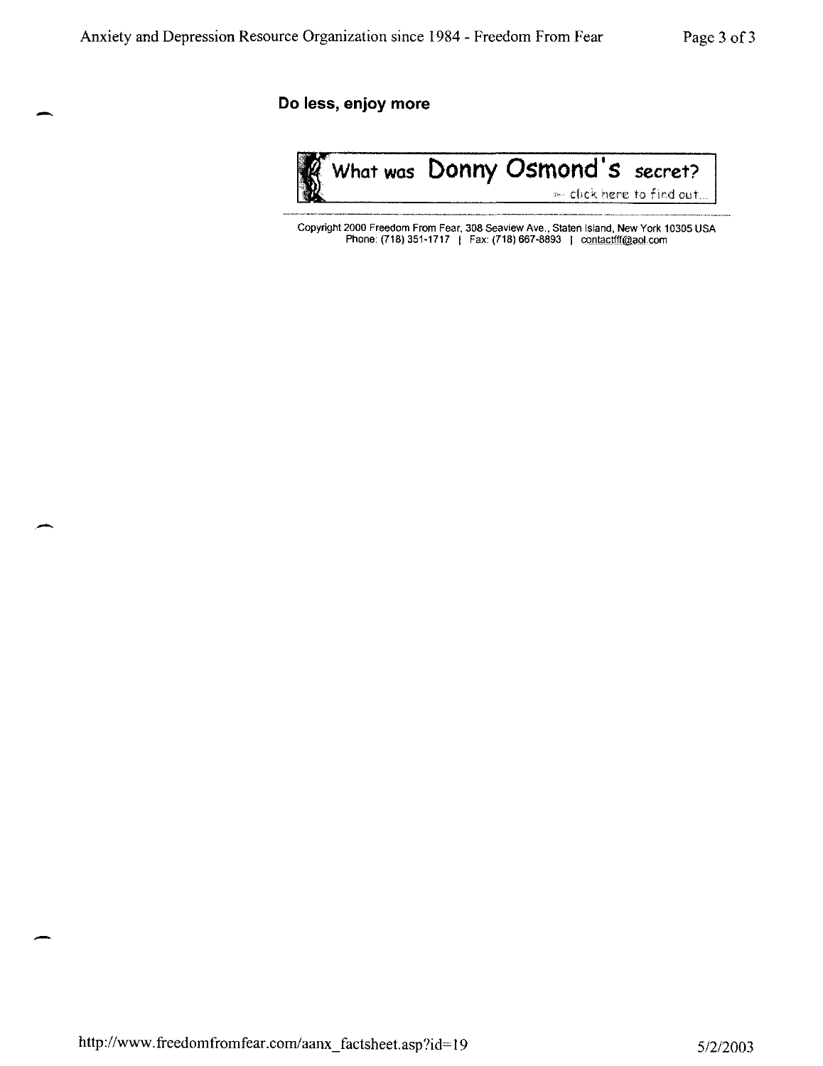**Do less, enjoy more**

What was **Donny Osmond's** secret?

click here to find out...

Copyright 2000 Freedom From Fear, 308 Seaview Ave., Staten Island, New York 10305 USA
Phone: (718) 351-1717 | Fax: (718) 667-8893 | contactfff@aol.com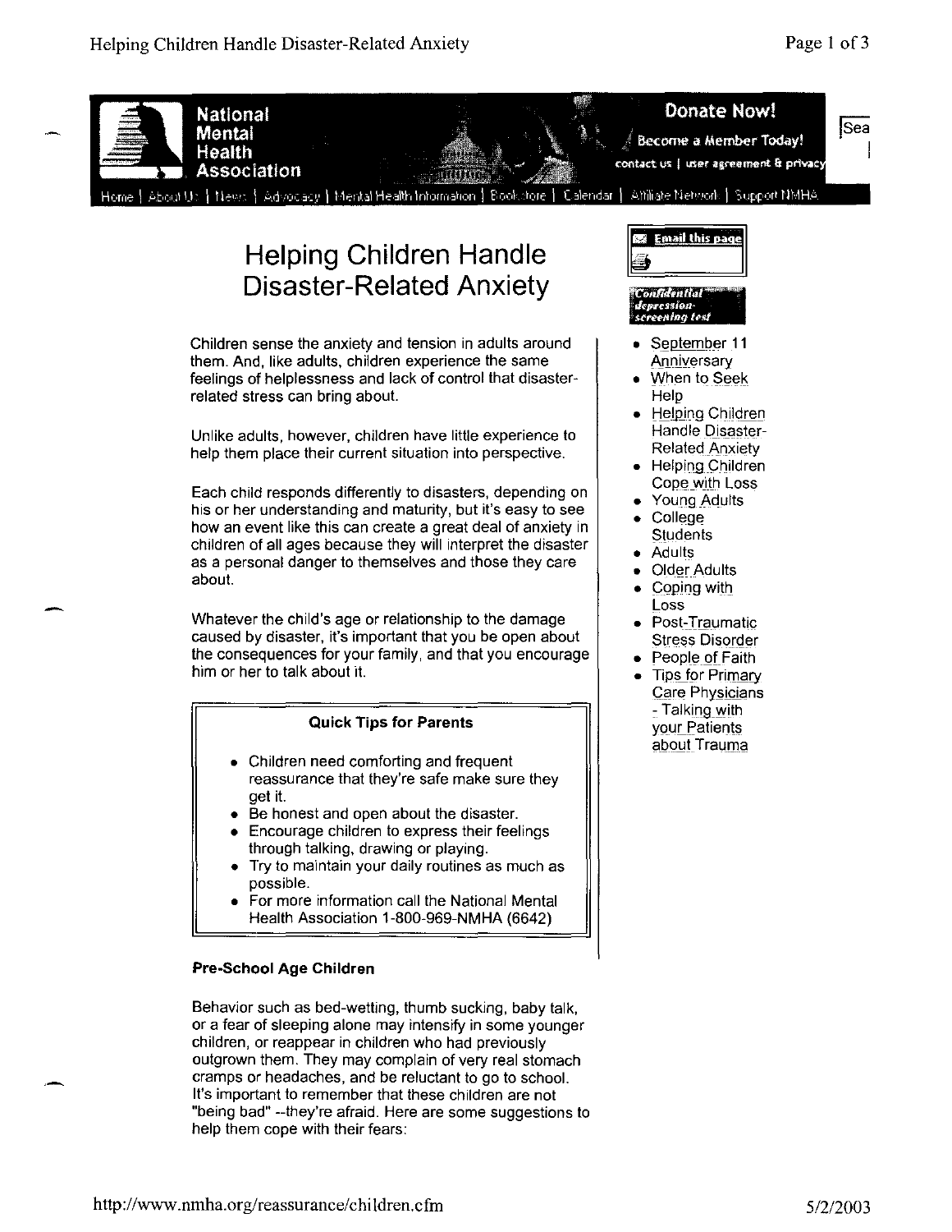National Mental Health Association

Donate Now!

Become a Member Today!

contact us | user agreement & privacy

Home | About Us | News | Advocacy | Mental Health Information | Bookstore | Calendar | Affiliate Network | Support NMHA

# Helping Children Handle Disaster-Related Anxiety

Children sense the anxiety and tension in adults around them. And, like adults, children experience the same feelings of helplessness and lack of control that disaster-related stress can bring about.

Unlike adults, however, children have little experience to help them place their current situation into perspective.

Each child responds differently to disasters, depending on his or her understanding and maturity, but it's easy to see how an event like this can create a great deal of anxiety in children of all ages because they will interpret the disaster as a personal danger to themselves and those they care about.

Whatever the child's age or relationship to the damage caused by disaster, it's important that you be open about the consequences for your family, and that you encourage him or her to talk about it.

**Quick Tips for Parents**

- Children need comforting and frequent reassurance that they're safe make sure they get it.
- Be honest and open about the disaster.
- Encourage children to express their feelings through talking, drawing or playing.
- Try to maintain your daily routines as much as possible.
- For more information call the National Mental Health Association 1-800-969-NMHA (6642)

**Pre-School Age Children**

Behavior such as bed-wetting, thumb sucking, baby talk, or a fear of sleeping alone may intensify in some younger children, or reappear in children who had previously outgrown them. They may complain of very real stomach cramps or headaches, and be reluctant to go to school. It's important to remember that these children are not "being bad" --they're afraid. Here are some suggestions to help them cope with their fears:

Email this page

Confidential depression-screening test

- September 11 Anniversary
- When to Seek Help
- Helping Children Handle Disaster-Related Anxiety
- Helping Children Cope with Loss
- Young Adults
- College Students
- Adults
- Older Adults
- Coping with Loss
- Post-Traumatic Stress Disorder
- People of Faith
- Tips for Primary Care Physicians - Talking with your Patients about Trauma

http://www.nmha.org/reassurance/children.cfm 5/2/2003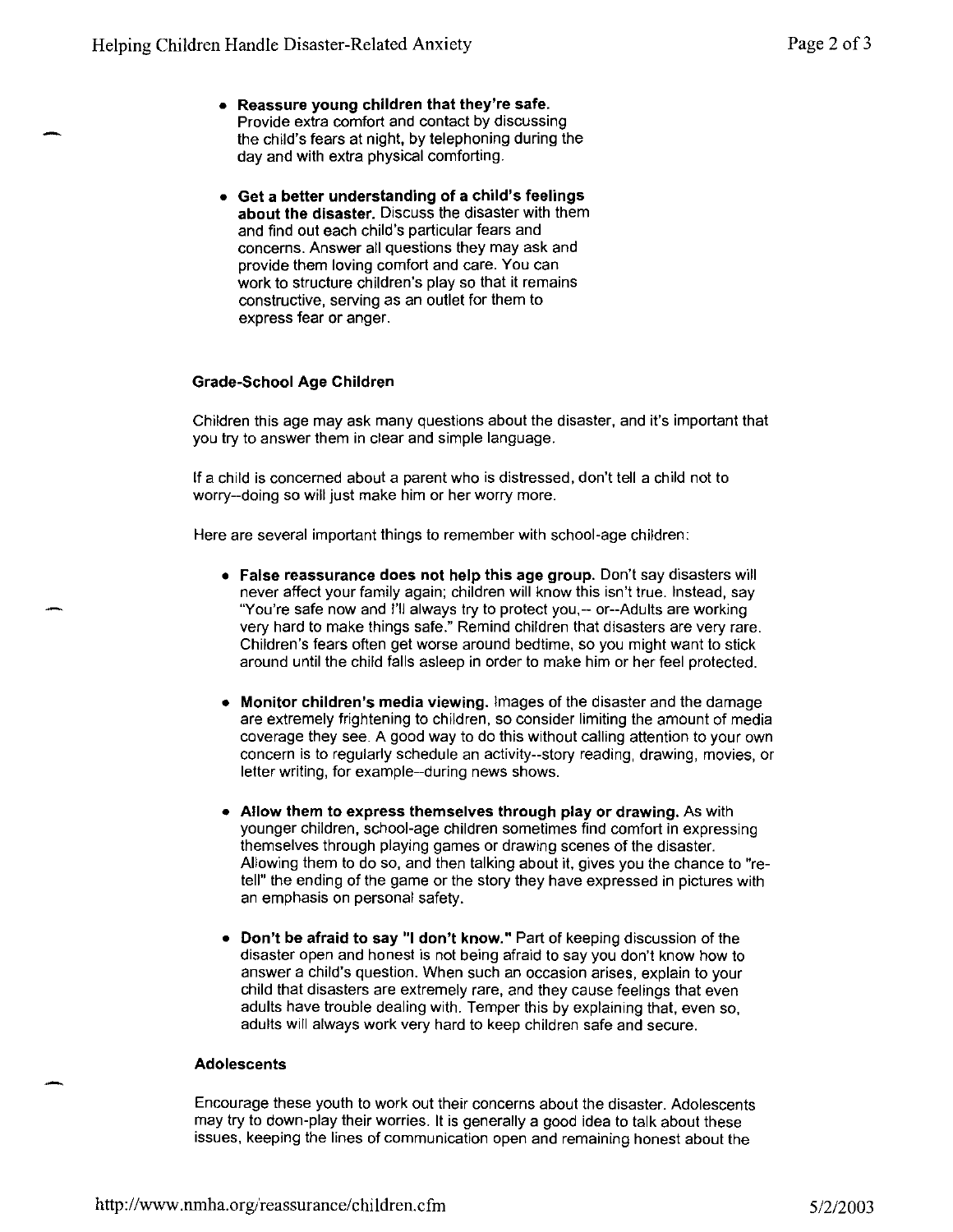- **Reassure young children that they're safe.** Provide extra comfort and contact by discussing the child's fears at night, by telephoning during the day and with extra physical comforting.

- **Get a better understanding of a child's feelings about the disaster.** Discuss the disaster with them and find out each child's particular fears and concerns. Answer all questions they may ask and provide them loving comfort and care. You can work to structure children's play so that it remains constructive, serving as an outlet for them to express fear or anger.

### Grade-School Age Children

Children this age may ask many questions about the disaster, and it's important that you try to answer them in clear and simple language.

If a child is concerned about a parent who is distressed, don't tell a child not to worry--doing so will just make him or her worry more.

Here are several important things to remember with school-age children:

- **False reassurance does not help this age group.** Don't say disasters will never affect your family again; children will know this isn't true. Instead, say "You're safe now and I'll always try to protect you,-- or--Adults are working very hard to make things safe." Remind children that disasters are very rare. Children's fears often get worse around bedtime, so you might want to stick around until the child falls asleep in order to make him or her feel protected.

- **Monitor children's media viewing.** Images of the disaster and the damage are extremely frightening to children, so consider limiting the amount of media coverage they see. A good way to do this without calling attention to your own concern is to regularly schedule an activity--story reading, drawing, movies, or letter writing, for example--during news shows.

- **Allow them to express themselves through play or drawing.** As with younger children, school-age children sometimes find comfort in expressing themselves through playing games or drawing scenes of the disaster. Allowing them to do so, and then talking about it, gives you the chance to "re-tell" the ending of the game or the story they have expressed in pictures with an emphasis on personal safety.

- **Don't be afraid to say "I don't know."** Part of keeping discussion of the disaster open and honest is not being afraid to say you don't know how to answer a child's question. When such an occasion arises, explain to your child that disasters are extremely rare, and they cause feelings that even adults have trouble dealing with. Temper this by explaining that, even so, adults will always work very hard to keep children safe and secure.

### Adolescents

Encourage these youth to work out their concerns about the disaster. Adolescents may try to down-play their worries. It is generally a good idea to talk about these issues, keeping the lines of communication open and remaining honest about the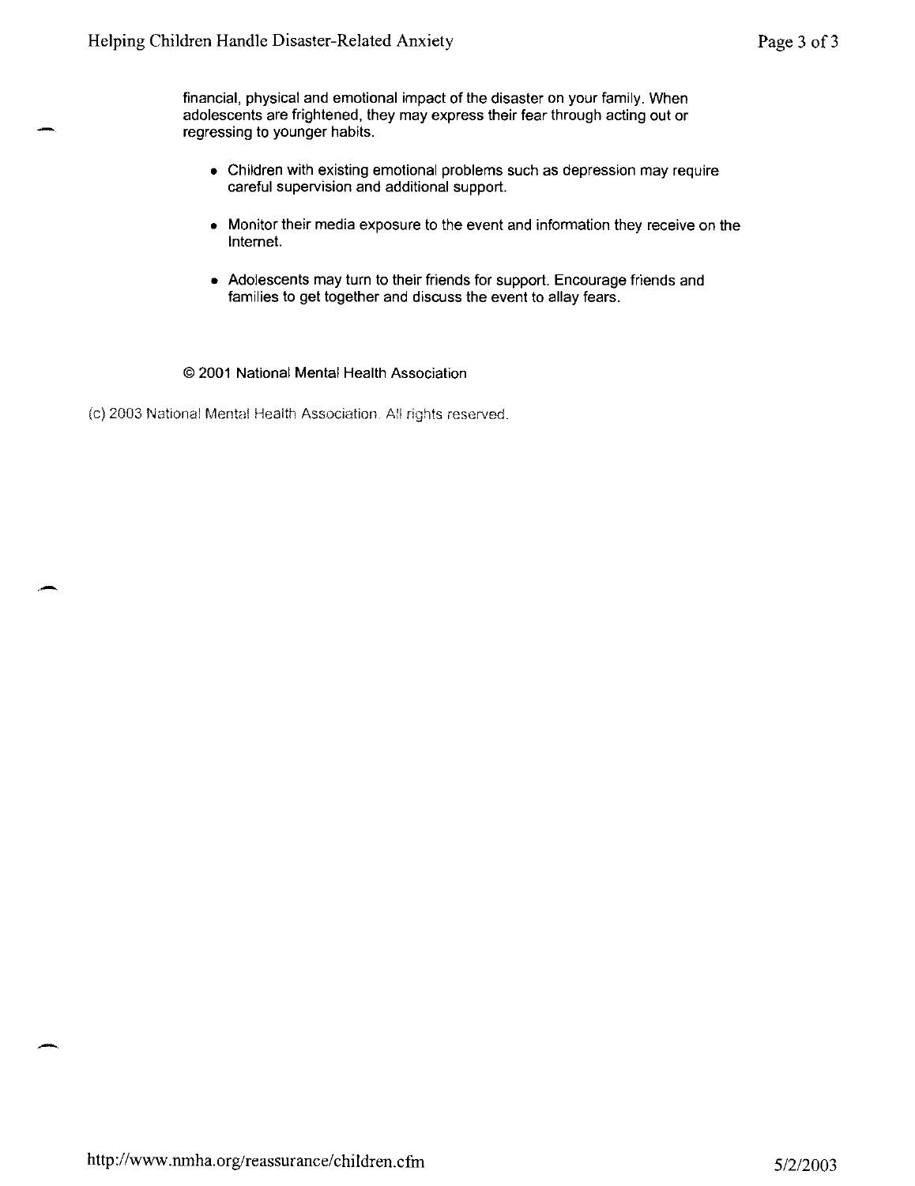financial, physical and emotional impact of the disaster on your family. When adolescents are frightened, they may express their fear through acting out or regressing to younger habits.

- Children with existing emotional problems such as depression may require careful supervision and additional support.
- Monitor their media exposure to the event and information they receive on the Internet.
- Adolescents may turn to their friends for support. Encourage friends and families to get together and discuss the event to allay fears.

© 2001 National Mental Health Association

(c) 2003 National Mental Health Association. All rights reserved.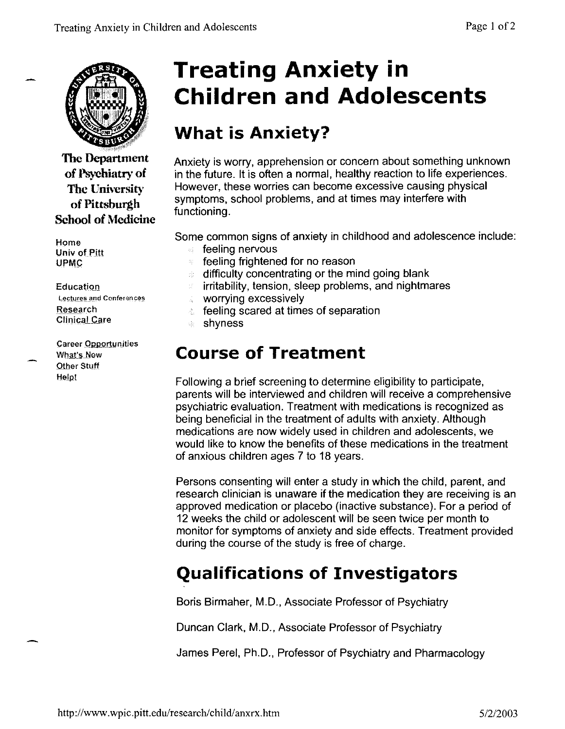The Department of Psychiatry of The University of Pittsburgh School of Medicine

Home
Univ of Pitt
UPMC

Education
Lectures and Conferences
Research
Clinical Care

Career Opportunities
What's New
Other Stuff
Help!

# Treating Anxiety in Children and Adolescents

## What is Anxiety?

Anxiety is worry, apprehension or concern about something unknown in the future. It is often a normal, healthy reaction to life experiences. However, these worries can become excessive causing physical symptoms, school problems, and at times may interfere with functioning.

Some common signs of anxiety in childhood and adolescence include:

- feeling nervous
- feeling frightened for no reason
- difficulty concentrating or the mind going blank
- irritability, tension, sleep problems, and nightmares
- worrying excessively
- feeling scared at times of separation
- shyness

## Course of Treatment

Following a brief screening to determine eligibility to participate, parents will be interviewed and children will receive a comprehensive psychiatric evaluation. Treatment with medications is recognized as being beneficial in the treatment of adults with anxiety. Although medications are now widely used in children and adolescents, we would like to know the benefits of these medications in the treatment of anxious children ages 7 to 18 years.

Persons consenting will enter a study in which the child, parent, and research clinician is unaware if the medication they are receiving is an approved medication or placebo (inactive substance). For a period of 12 weeks the child or adolescent will be seen twice per month to monitor for symptoms of anxiety and side effects. Treatment provided during the course of the study is free of charge.

## Qualifications of Investigators

Boris Birmaher, M.D., Associate Professor of Psychiatry

Duncan Clark, M.D., Associate Professor of Psychiatry

James Perel, Ph.D., Professor of Psychiatry and Pharmacology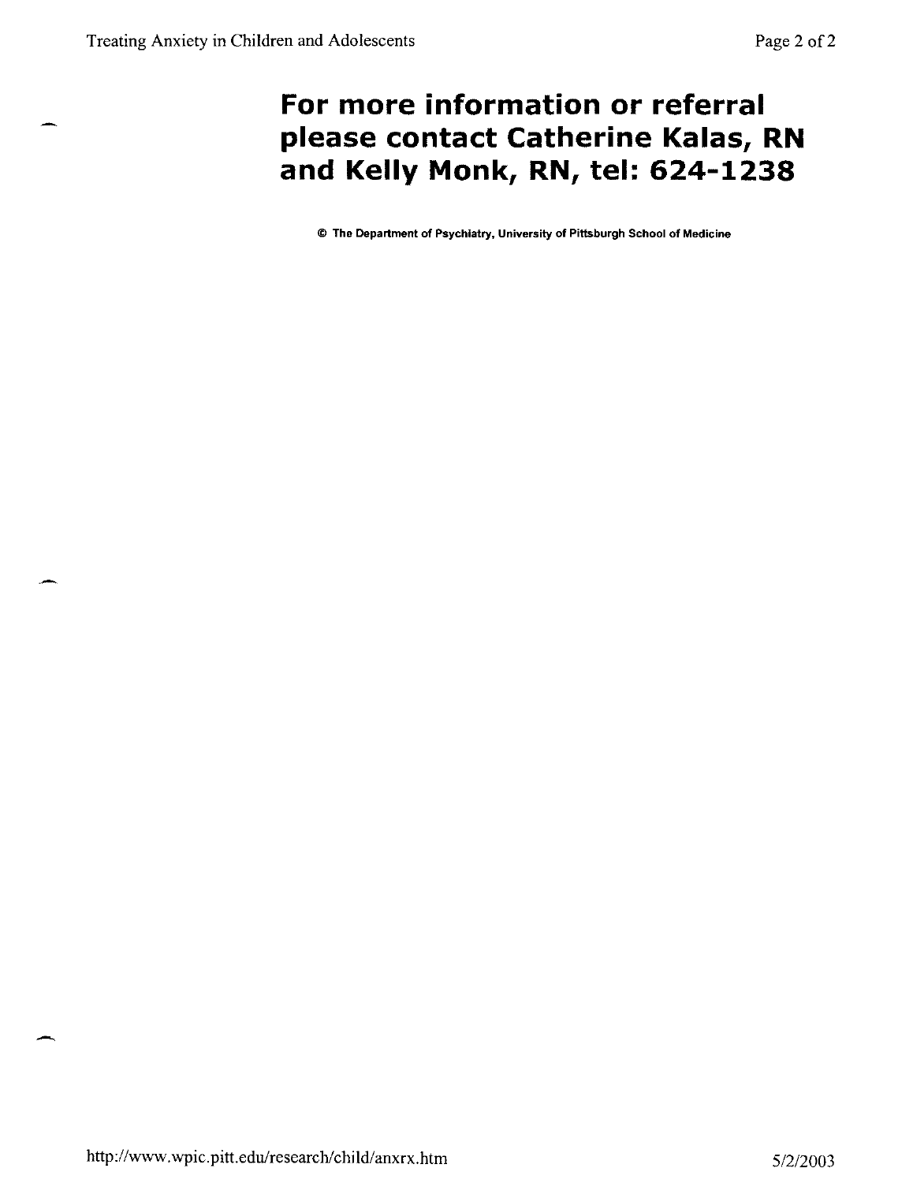**For more information or referral please contact Catherine Kalas, RN and Kelly Monk, RN, tel: 624-1238**

© The Department of Psychiatry, University of Pittsburgh School of Medicine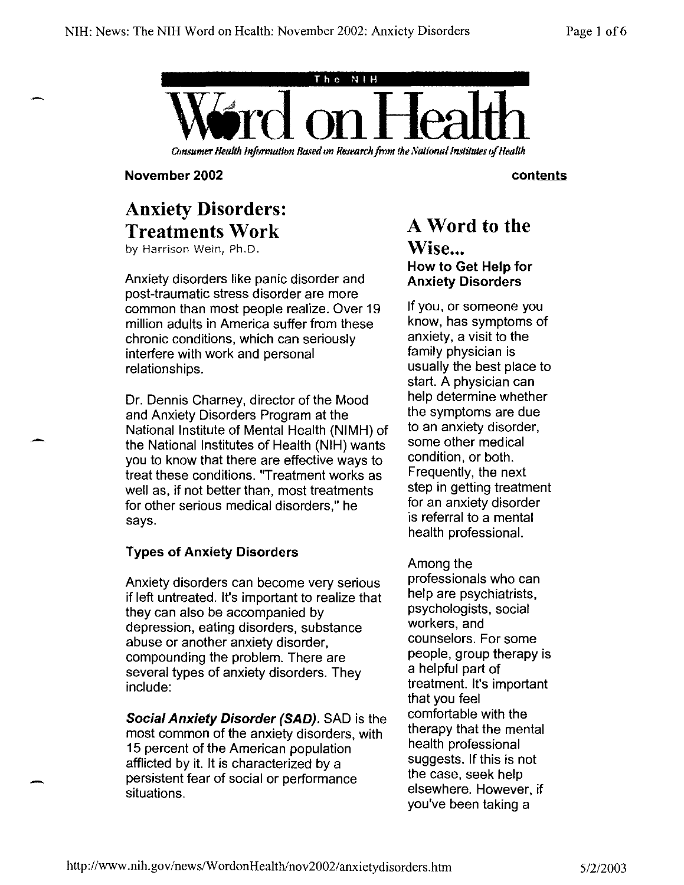# The NIH Word on Health

*Consumer Health Information Based on Research from the National Institutes of Health*

**November 2002** **contents**

## Anxiety Disorders: Treatments Work

by Harrison Wein, Ph.D.

Anxiety disorders like panic disorder and post-traumatic stress disorder are more common than most people realize. Over 19 million adults in America suffer from these chronic conditions, which can seriously interfere with work and personal relationships.

Dr. Dennis Charney, director of the Mood and Anxiety Disorders Program at the National Institute of Mental Health (NIMH) of the National Institutes of Health (NIH) wants you to know that there are effective ways to treat these conditions. "Treatment works as well as, if not better than, most treatments for other serious medical disorders," he says.

### Types of Anxiety Disorders

Anxiety disorders can become very serious if left untreated. It's important to realize that they can also be accompanied by depression, eating disorders, substance abuse or another anxiety disorder, compounding the problem. There are several types of anxiety disorders. They include:

***Social Anxiety Disorder (SAD).*** SAD is the most common of the anxiety disorders, with 15 percent of the American population afflicted by it. It is characterized by a persistent fear of social or performance situations.

## A Word to the Wise...

### How to Get Help for Anxiety Disorders

If you, or someone you know, has symptoms of anxiety, a visit to the family physician is usually the best place to start. A physician can help determine whether the symptoms are due to an anxiety disorder, some other medical condition, or both. Frequently, the next step in getting treatment for an anxiety disorder is referral to a mental health professional.

Among the professionals who can help are psychiatrists, psychologists, social workers, and counselors. For some people, group therapy is a helpful part of treatment. It's important that you feel comfortable with the therapy that the mental health professional suggests. If this is not the case, seek help elsewhere. However, if you've been taking a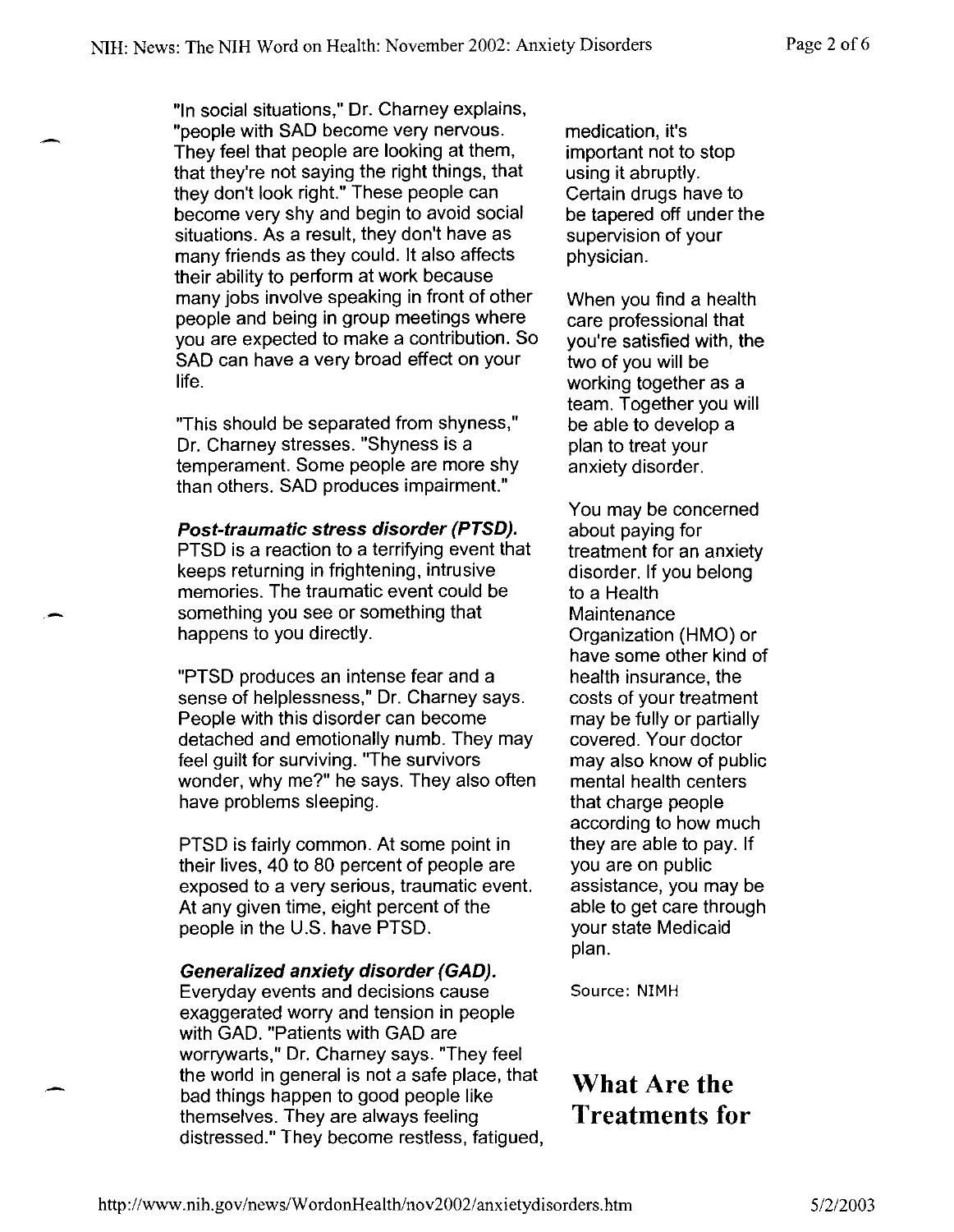"In social situations," Dr. Charney explains, "people with SAD become very nervous. They feel that people are looking at them, that they're not saying the right things, that they don't look right." These people can become very shy and begin to avoid social situations. As a result, they don't have as many friends as they could. It also affects their ability to perform at work because many jobs involve speaking in front of other people and being in group meetings where you are expected to make a contribution. So SAD can have a very broad effect on your life.

"This should be separated from shyness," Dr. Charney stresses. "Shyness is a temperament. Some people are more shy than others. SAD produces impairment."

***Post-traumatic stress disorder (PTSD).*** PTSD is a reaction to a terrifying event that keeps returning in frightening, intrusive memories. The traumatic event could be something you see or something that happens to you directly.

"PTSD produces an intense fear and a sense of helplessness," Dr. Charney says. People with this disorder can become detached and emotionally numb. They may feel guilt for surviving. "The survivors wonder, why me?" he says. They also often have problems sleeping.

PTSD is fairly common. At some point in their lives, 40 to 80 percent of people are exposed to a very serious, traumatic event. At any given time, eight percent of the people in the U.S. have PTSD.

***Generalized anxiety disorder (GAD).*** Everyday events and decisions cause exaggerated worry and tension in people with GAD. "Patients with GAD are worrywarts," Dr. Charney says. "They feel the world in general is not a safe place, that bad things happen to good people like themselves. They are always feeling distressed." They become restless, fatigued,

medication, it's important not to stop using it abruptly. Certain drugs have to be tapered off under the supervision of your physician.

When you find a health care professional that you're satisfied with, the two of you will be working together as a team. Together you will be able to develop a plan to treat your anxiety disorder.

You may be concerned about paying for treatment for an anxiety disorder. If you belong to a Health Maintenance Organization (HMO) or have some other kind of health insurance, the costs of your treatment may be fully or partially covered. Your doctor may also know of public mental health centers that charge people according to how much they are able to pay. If you are on public assistance, you may be able to get care through your state Medicaid plan.

Source: NIMH

# What Are the Treatments for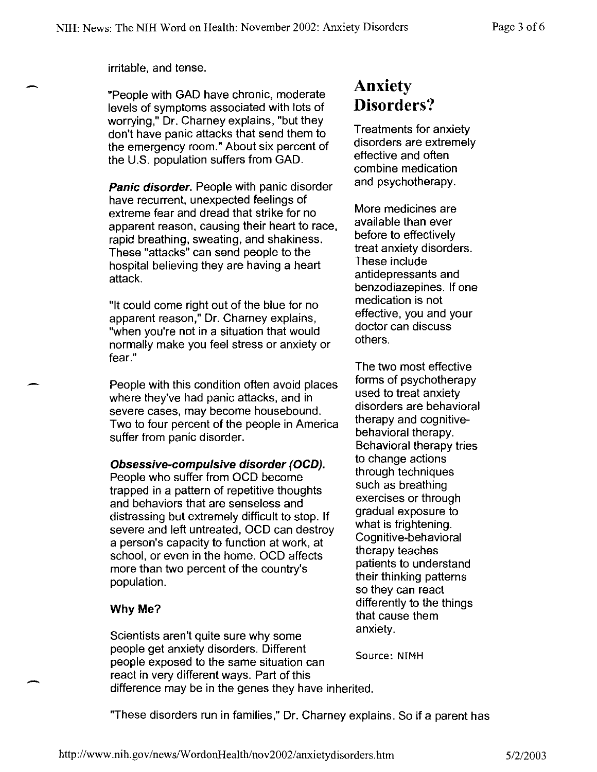irritable, and tense.

"People with GAD have chronic, moderate levels of symptoms associated with lots of worrying," Dr. Charney explains, "but they don't have panic attacks that send them to the emergency room." About six percent of the U.S. population suffers from GAD.

***Panic disorder.*** People with panic disorder have recurrent, unexpected feelings of extreme fear and dread that strike for no apparent reason, causing their heart to race, rapid breathing, sweating, and shakiness. These "attacks" can send people to the hospital believing they are having a heart attack.

"It could come right out of the blue for no apparent reason," Dr. Charney explains, "when you're not in a situation that would normally make you feel stress or anxiety or fear."

People with this condition often avoid places where they've had panic attacks, and in severe cases, may become housebound. Two to four percent of the people in America suffer from panic disorder.

***Obsessive-compulsive disorder (OCD).*** People who suffer from OCD become trapped in a pattern of repetitive thoughts and behaviors that are senseless and distressing but extremely difficult to stop. If severe and left untreated, OCD can destroy a person's capacity to function at work, at school, or even in the home. OCD affects more than two percent of the country's population.

**Why Me?**

Scientists aren't quite sure why some people get anxiety disorders. Different people exposed to the same situation can react in very different ways. Part of this difference may be in the genes they have inherited.

"These disorders run in families," Dr. Charney explains. So if a parent has

## Anxiety Disorders?

Treatments for anxiety disorders are extremely effective and often combine medication and psychotherapy.

More medicines are available than ever before to effectively treat anxiety disorders. These include antidepressants and benzodiazepines. If one medication is not effective, you and your doctor can discuss others.

The two most effective forms of psychotherapy used to treat anxiety disorders are behavioral therapy and cognitive-behavioral therapy. Behavioral therapy tries to change actions through techniques such as breathing exercises or through gradual exposure to what is frightening. Cognitive-behavioral therapy teaches patients to understand their thinking patterns so they can react differently to the things that cause them anxiety.

Source: NIMH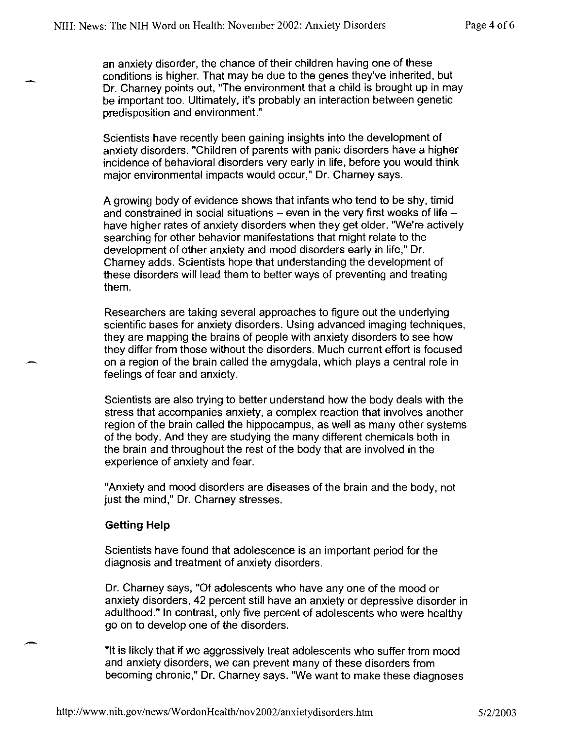an anxiety disorder, the chance of their children having one of these conditions is higher. That may be due to the genes they've inherited, but Dr. Charney points out, "The environment that a child is brought up in may be important too. Ultimately, it's probably an interaction between genetic predisposition and environment."

Scientists have recently been gaining insights into the development of anxiety disorders. "Children of parents with panic disorders have a higher incidence of behavioral disorders very early in life, before you would think major environmental impacts would occur," Dr. Charney says.

A growing body of evidence shows that infants who tend to be shy, timid and constrained in social situations – even in the very first weeks of life – have higher rates of anxiety disorders when they get older. "We're actively searching for other behavior manifestations that might relate to the development of other anxiety and mood disorders early in life," Dr. Charney adds. Scientists hope that understanding the development of these disorders will lead them to better ways of preventing and treating them.

Researchers are taking several approaches to figure out the underlying scientific bases for anxiety disorders. Using advanced imaging techniques, they are mapping the brains of people with anxiety disorders to see how they differ from those without the disorders. Much current effort is focused on a region of the brain called the amygdala, which plays a central role in feelings of fear and anxiety.

Scientists are also trying to better understand how the body deals with the stress that accompanies anxiety, a complex reaction that involves another region of the brain called the hippocampus, as well as many other systems of the body. And they are studying the many different chemicals both in the brain and throughout the rest of the body that are involved in the experience of anxiety and fear.

"Anxiety and mood disorders are diseases of the brain and the body, not just the mind," Dr. Charney stresses.

### Getting Help

Scientists have found that adolescence is an important period for the diagnosis and treatment of anxiety disorders.

Dr. Charney says, "Of adolescents who have any one of the mood or anxiety disorders, 42 percent still have an anxiety or depressive disorder in adulthood." In contrast, only five percent of adolescents who were healthy go on to develop one of the disorders.

"It is likely that if we aggressively treat adolescents who suffer from mood and anxiety disorders, we can prevent many of these disorders from becoming chronic," Dr. Charney says. "We want to make these diagnoses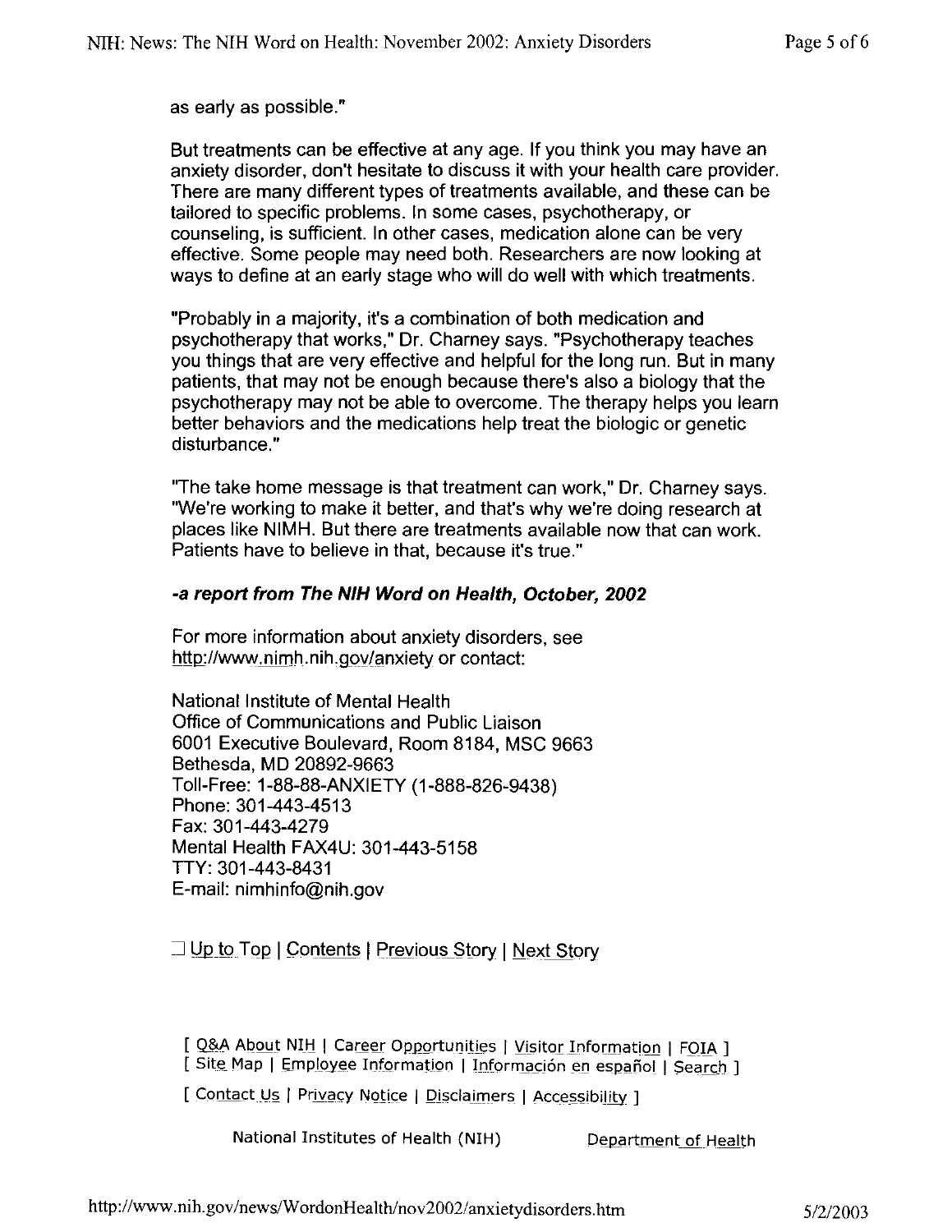as early as possible."

But treatments can be effective at any age. If you think you may have an anxiety disorder, don't hesitate to discuss it with your health care provider. There are many different types of treatments available, and these can be tailored to specific problems. In some cases, psychotherapy, or counseling, is sufficient. In other cases, medication alone can be very effective. Some people may need both. Researchers are now looking at ways to define at an early stage who will do well with which treatments.

"Probably in a majority, it's a combination of both medication and psychotherapy that works," Dr. Charney says. "Psychotherapy teaches you things that are very effective and helpful for the long run. But in many patients, that may not be enough because there's also a biology that the psychotherapy may not be able to overcome. The therapy helps you learn better behaviors and the medications help treat the biologic or genetic disturbance."

"The take home message is that treatment can work," Dr. Charney says. "We're working to make it better, and that's why we're doing research at places like NIMH. But there are treatments available now that can work. Patients have to believe in that, because it's true."

***-a report from The NIH Word on Health, October, 2002***

For more information about anxiety disorders, see http://www.nimh.nih.gov/anxiety or contact:

National Institute of Mental Health
Office of Communications and Public Liaison
6001 Executive Boulevard, Room 8184, MSC 9663
Bethesda, MD 20892-9663
Toll-Free: 1-88-88-ANXIETY (1-888-826-9438)
Phone: 301-443-4513
Fax: 301-443-4279
Mental Health FAX4U: 301-443-5158
TTY: 301-443-8431
E-mail: nimhinfo@nih.gov

Up to Top | Contents | Previous Story | Next Story

[ Q&A About NIH | Career Opportunities | Visitor Information | FOIA ]
[ Site Map | Employee Information | Información en español | Search ]

[ Contact Us | Privacy Notice | Disclaimers | Accessibility ]

National Institutes of Health (NIH) Department of Health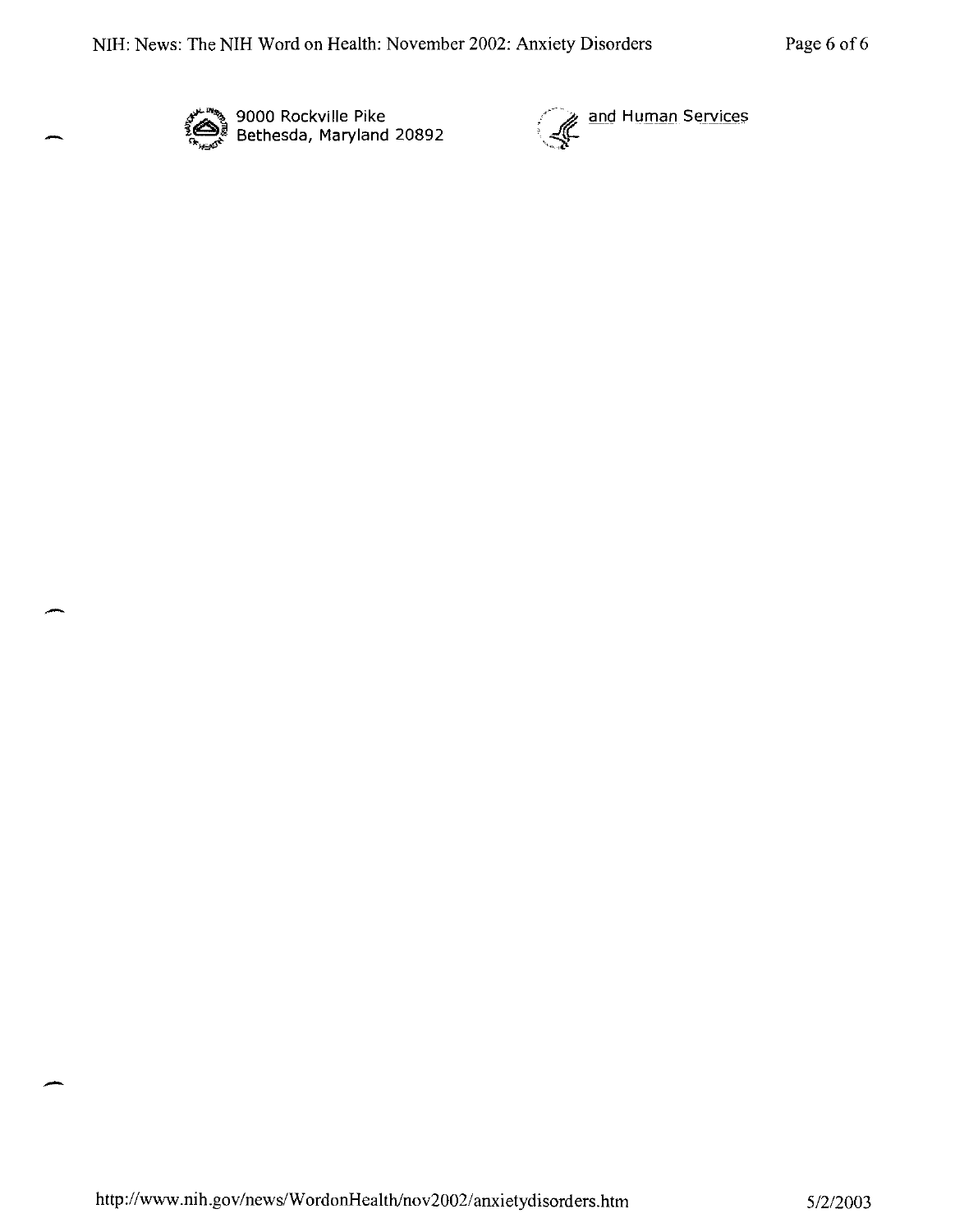9000 Rockville Pike
Bethesda, Maryland 20892

and Human Services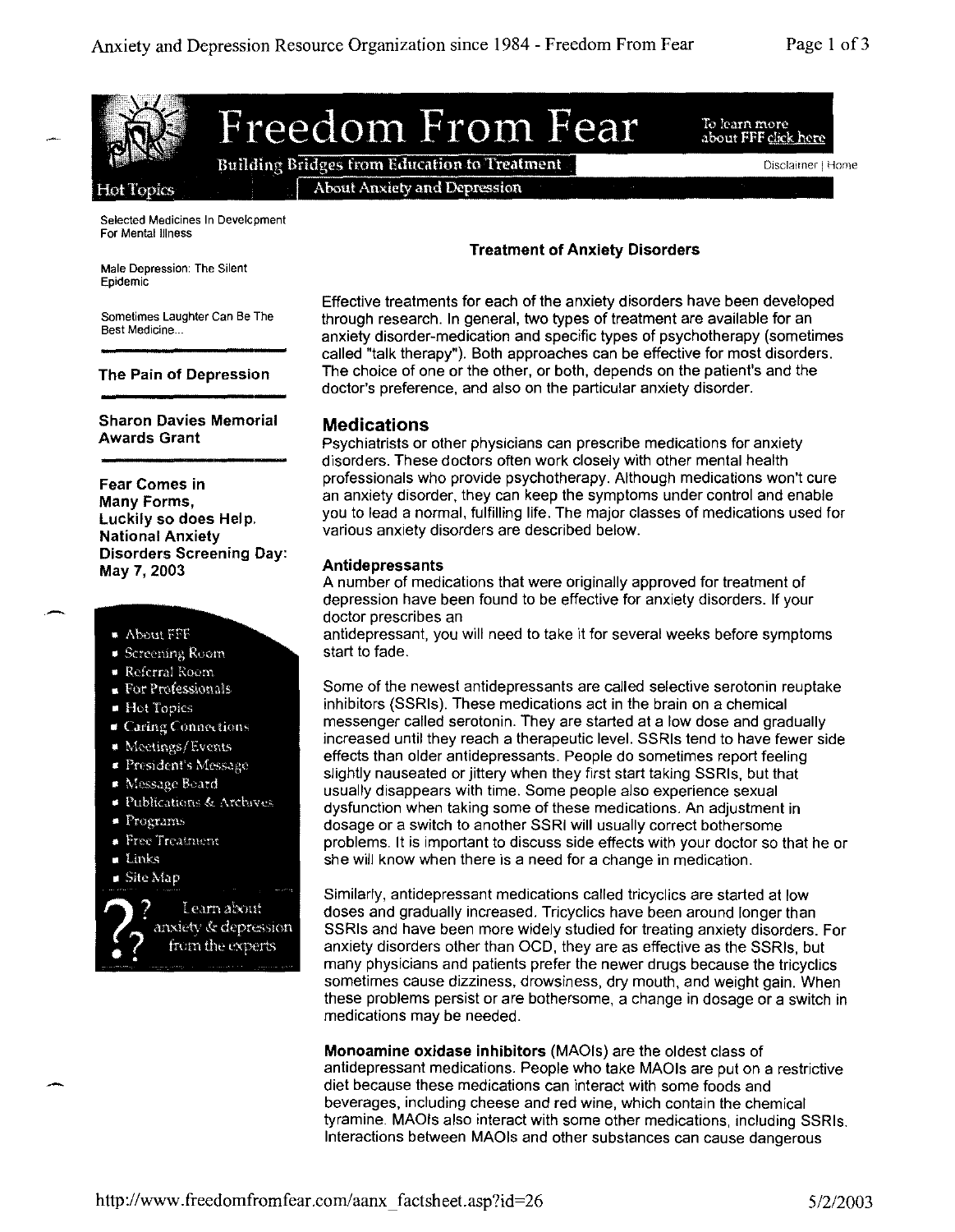# Freedom From Fear

Building Bridges from Education to Treatment

To learn more about FFF click here

Disclaimer | Home

Hot Topics

About Anxiety and Depression

Selected Medicines In Development For Mental Illness

Male Depression: The Silent Epidemic

Sometimes Laughter Can Be The Best Medicine...

**The Pain of Depression**

**Sharon Davies Memorial Awards Grant**

**Fear Comes in Many Forms, Luckily so does Help. National Anxiety Disorders Screening Day: May 7, 2003**

- About FFF
- Screening Room
- Referral Room
- For Professionals
- Hot Topics
- Caring Connections
- Meetings/Events
- President's Message
- Message Board
- Publications & Archives
- Programs
- Free Treatment
- Links
- Site Map

Learn about anxiety & depression from the experts

**Treatment of Anxiety Disorders**

Effective treatments for each of the anxiety disorders have been developed through research. In general, two types of treatment are available for an anxiety disorder-medication and specific types of psychotherapy (sometimes called "talk therapy"). Both approaches can be effective for most disorders. The choice of one or the other, or both, depends on the patient's and the doctor's preference, and also on the particular anxiety disorder.

## Medications

Psychiatrists or other physicians can prescribe medications for anxiety disorders. These doctors often work closely with other mental health professionals who provide psychotherapy. Although medications won't cure an anxiety disorder, they can keep the symptoms under control and enable you to lead a normal, fulfilling life. The major classes of medications used for various anxiety disorders are described below.

### Antidepressants

A number of medications that were originally approved for treatment of depression have been found to be effective for anxiety disorders. If your doctor prescribes an antidepressant, you will need to take it for several weeks before symptoms start to fade.

Some of the newest antidepressants are called selective serotonin reuptake inhibitors (SSRIs). These medications act in the brain on a chemical messenger called serotonin. They are started at a low dose and gradually increased until they reach a therapeutic level. SSRIs tend to have fewer side effects than older antidepressants. People do sometimes report feeling slightly nauseated or jittery when they first start taking SSRIs, but that usually disappears with time. Some people also experience sexual dysfunction when taking some of these medications. An adjustment in dosage or a switch to another SSRI will usually correct bothersome problems. It is important to discuss side effects with your doctor so that he or she will know when there is a need for a change in medication.

Similarly, antidepressant medications called tricyclics are started at low doses and gradually increased. Tricyclics have been around longer than SSRIs and have been more widely studied for treating anxiety disorders. For anxiety disorders other than OCD, they are as effective as the SSRIs, but many physicians and patients prefer the newer drugs because the tricyclics sometimes cause dizziness, drowsiness, dry mouth, and weight gain. When these problems persist or are bothersome, a change in dosage or a switch in medications may be needed.

**Monoamine oxidase inhibitors** (MAOIs) are the oldest class of antidepressant medications. People who take MAOIs are put on a restrictive diet because these medications can interact with some foods and beverages, including cheese and red wine, which contain the chemical tyramine. MAOIs also interact with some other medications, including SSRIs. Interactions between MAOIs and other substances can cause dangerous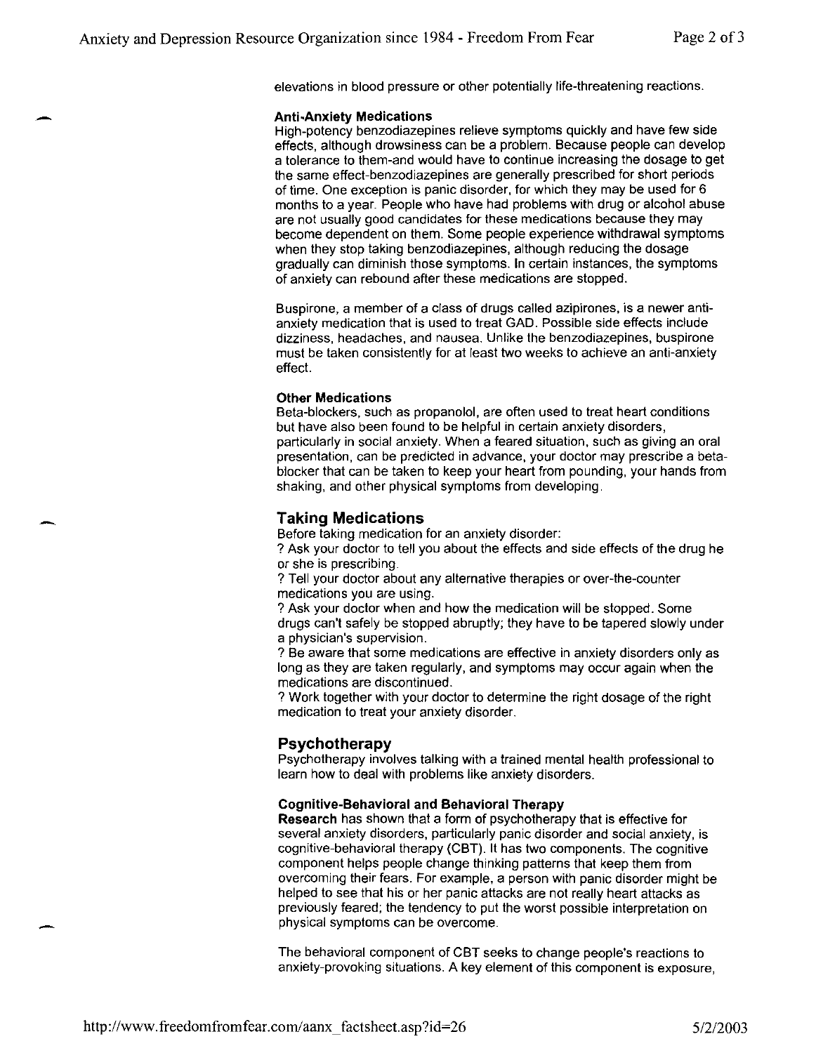elevations in blood pressure or other potentially life-threatening reactions.

**Anti-Anxiety Medications**

High-potency benzodiazepines relieve symptoms quickly and have few side effects, although drowsiness can be a problem. Because people can develop a tolerance to them-and would have to continue increasing the dosage to get the same effect-benzodiazepines are generally prescribed for short periods of time. One exception is panic disorder, for which they may be used for 6 months to a year. People who have had problems with drug or alcohol abuse are not usually good candidates for these medications because they may become dependent on them. Some people experience withdrawal symptoms when they stop taking benzodiazepines, although reducing the dosage gradually can diminish those symptoms. In certain instances, the symptoms of anxiety can rebound after these medications are stopped.

Buspirone, a member of a class of drugs called azipirones, is a newer anti-anxiety medication that is used to treat GAD. Possible side effects include dizziness, headaches, and nausea. Unlike the benzodiazepines, buspirone must be taken consistently for at least two weeks to achieve an anti-anxiety effect.

**Other Medications**

Beta-blockers, such as propanolol, are often used to treat heart conditions but have also been found to be helpful in certain anxiety disorders, particularly in social anxiety. When a feared situation, such as giving an oral presentation, can be predicted in advance, your doctor may prescribe a beta-blocker that can be taken to keep your heart from pounding, your hands from shaking, and other physical symptoms from developing.

## Taking Medications

Before taking medication for an anxiety disorder:

? Ask your doctor to tell you about the effects and side effects of the drug he or she is prescribing.

? Tell your doctor about any alternative therapies or over-the-counter medications you are using.

? Ask your doctor when and how the medication will be stopped. Some drugs can't safely be stopped abruptly; they have to be tapered slowly under a physician's supervision.

? Be aware that some medications are effective in anxiety disorders only as long as they are taken regularly, and symptoms may occur again when the medications are discontinued.

? Work together with your doctor to determine the right dosage of the right medication to treat your anxiety disorder.

## Psychotherapy

Psychotherapy involves talking with a trained mental health professional to learn how to deal with problems like anxiety disorders.

**Cognitive-Behavioral and Behavioral Therapy**

**Research** has shown that a form of psychotherapy that is effective for several anxiety disorders, particularly panic disorder and social anxiety, is cognitive-behavioral therapy (CBT). It has two components. The cognitive component helps people change thinking patterns that keep them from overcoming their fears. For example, a person with panic disorder might be helped to see that his or her panic attacks are not really heart attacks as previously feared; the tendency to put the worst possible interpretation on physical symptoms can be overcome.

The behavioral component of CBT seeks to change people's reactions to anxiety-provoking situations. A key element of this component is exposure,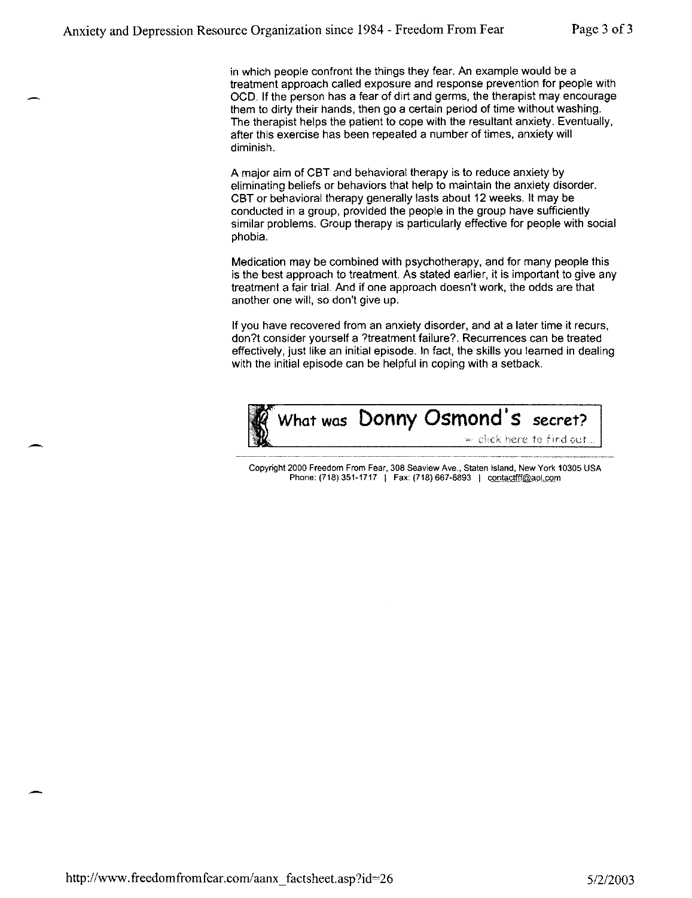in which people confront the things they fear. An example would be a treatment approach called exposure and response prevention for people with OCD. If the person has a fear of dirt and germs, the therapist may encourage them to dirty their hands, then go a certain period of time without washing. The therapist helps the patient to cope with the resultant anxiety. Eventually, after this exercise has been repeated a number of times, anxiety will diminish.

A major aim of CBT and behavioral therapy is to reduce anxiety by eliminating beliefs or behaviors that help to maintain the anxiety disorder. CBT or behavioral therapy generally lasts about 12 weeks. It may be conducted in a group, provided the people in the group have sufficiently similar problems. Group therapy is particularly effective for people with social phobia.

Medication may be combined with psychotherapy, and for many people this is the best approach to treatment. As stated earlier, it is important to give any treatment a fair trial. And if one approach doesn't work, the odds are that another one will, so don't give up.

If you have recovered from an anxiety disorder, and at a later time it recurs, don?t consider yourself a ?treatment failure?. Recurrences can be treated effectively, just like an initial episode. In fact, the skills you learned in dealing with the initial episode can be helpful in coping with a setback.

What was **Donny Osmond's** secret?

click here to find out...

Copyright 2000 Freedom From Fear, 308 Seaview Ave., Staten Island, New York 10305 USA
Phone: (718) 351-1717 | Fax: (718) 667-8893 | contactfff@aol.com